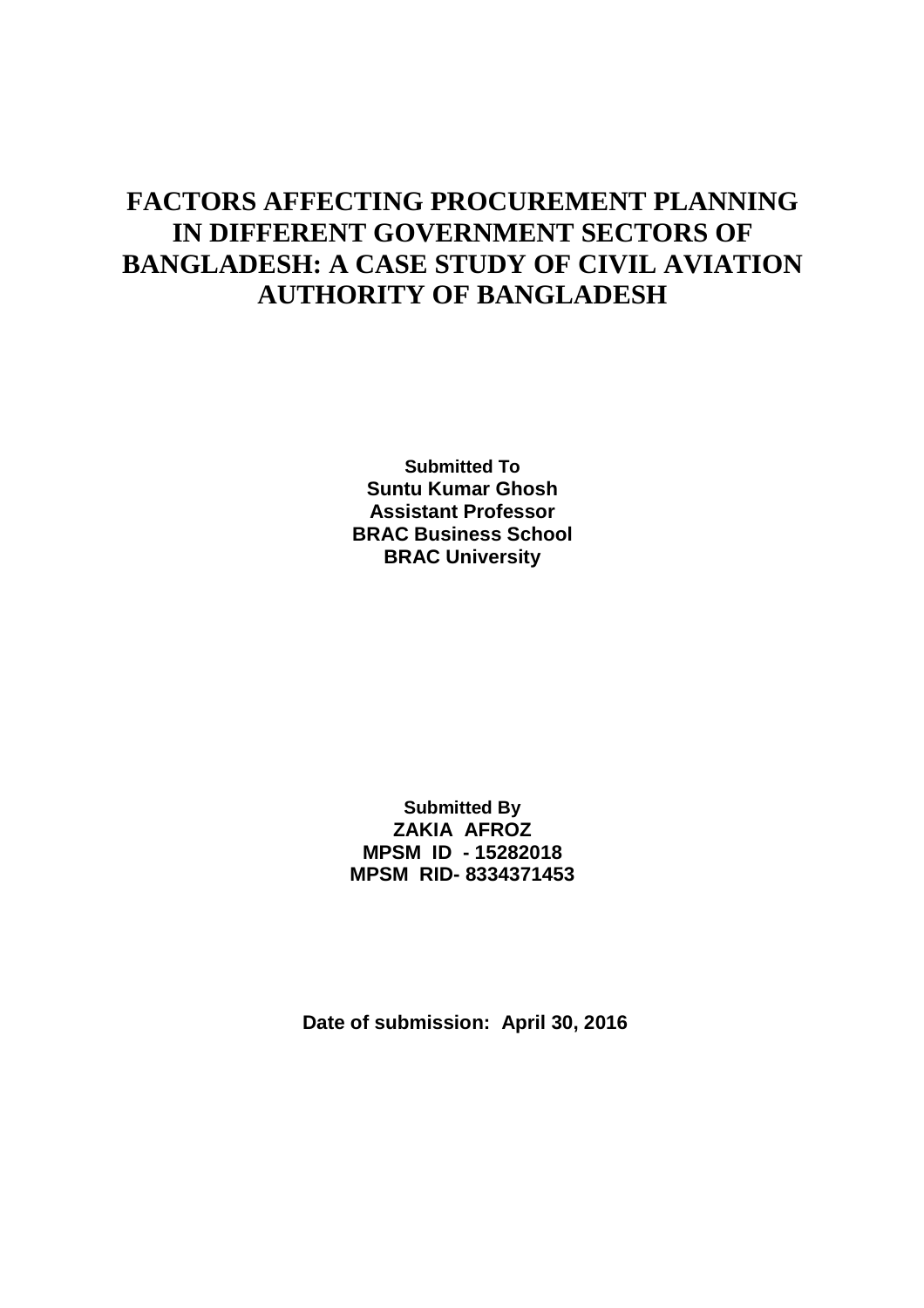# FACTORS AFFECTING PROCUREMENT PLANNING IN DIFFERENT GOVERNMENT SECTORS OF BANGLADESH: A CASE STUDY OF CIVIL AVIATION AUTHORITY OF BANGLADESH

**Submitted To**
**Suntu Kumar Ghosh**
**Assistant Professor**
**BRAC Business School**
**BRAC University**

**Submitted By**
**ZAKIA AFROZ**
**MPSM ID - 15282018**
**MPSM RID- 8334371453**

**Date of submission: April 30, 2016**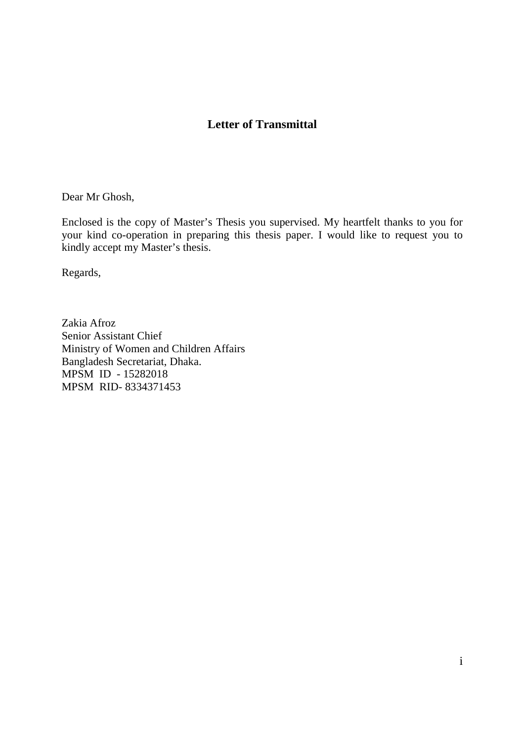## Letter of Transmittal

Dear Mr Ghosh,

Enclosed is the copy of Master's Thesis you supervised. My heartfelt thanks to you for your kind co-operation in preparing this thesis paper. I would like to request you to kindly accept my Master's thesis.

Regards,

Zakia Afroz
Senior Assistant Chief
Ministry of Women and Children Affairs
Bangladesh Secretariat, Dhaka.
MPSM ID - 15282018
MPSM RID- 8334371453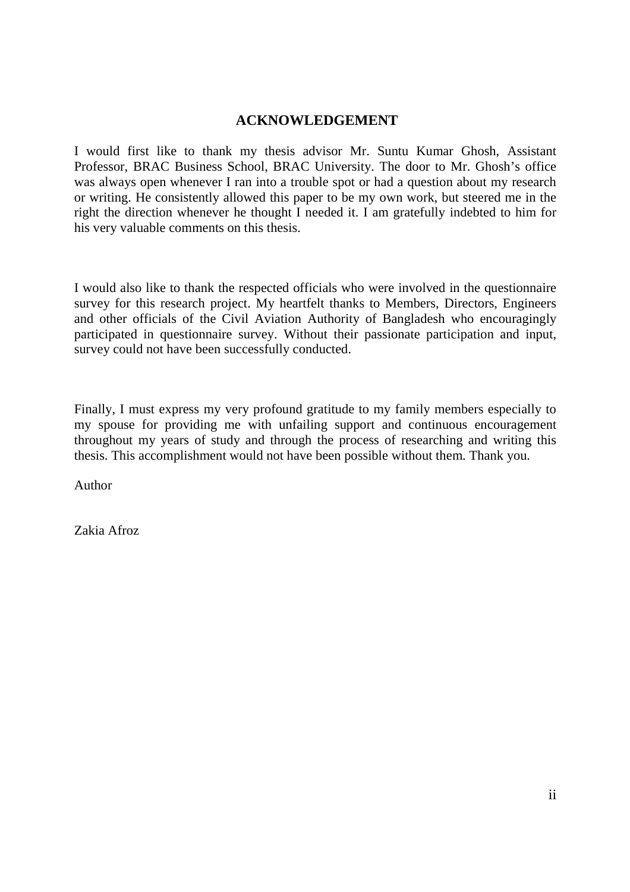# ACKNOWLEDGEMENT

I would first like to thank my thesis advisor Mr. Suntu Kumar Ghosh, Assistant Professor, BRAC Business School, BRAC University. The door to Mr. Ghosh's office was always open whenever I ran into a trouble spot or had a question about my research or writing. He consistently allowed this paper to be my own work, but steered me in the right the direction whenever he thought I needed it. I am gratefully indebted to him for his very valuable comments on this thesis.

I would also like to thank the respected officials who were involved in the questionnaire survey for this research project. My heartfelt thanks to Members, Directors, Engineers and other officials of the Civil Aviation Authority of Bangladesh who encouragingly participated in questionnaire survey. Without their passionate participation and input, survey could not have been successfully conducted.

Finally, I must express my very profound gratitude to my family members especially to my spouse for providing me with unfailing support and continuous encouragement throughout my years of study and through the process of researching and writing this thesis. This accomplishment would not have been possible without them. Thank you.

Author

Zakia Afroz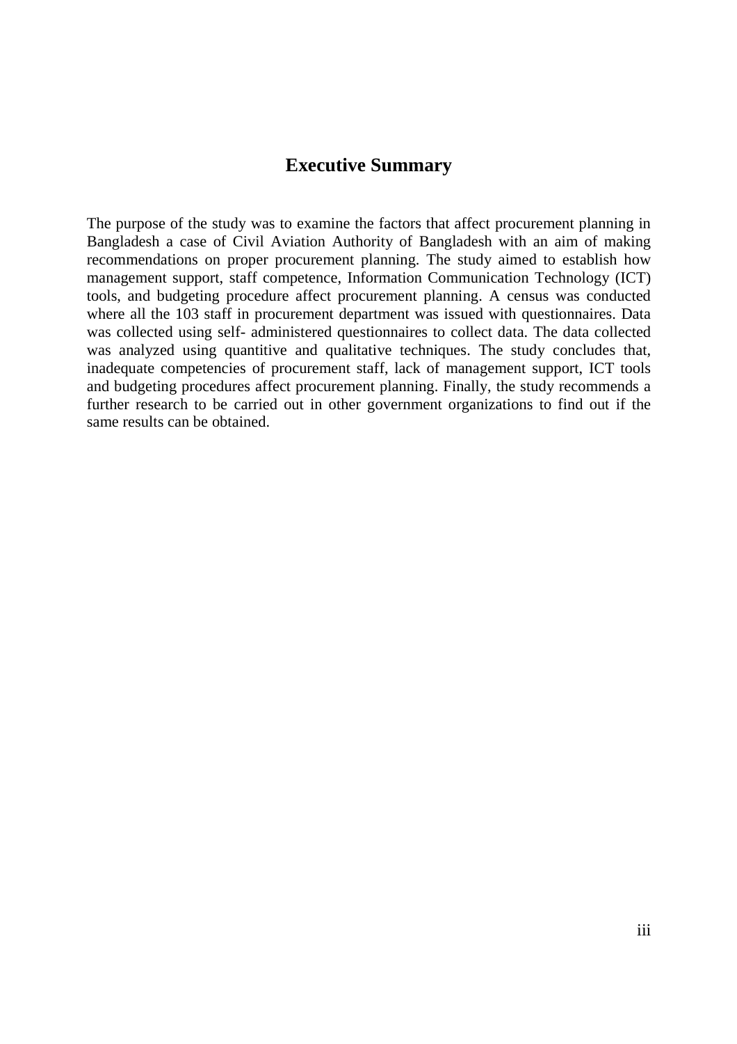## Executive Summary

The purpose of the study was to examine the factors that affect procurement planning in Bangladesh a case of Civil Aviation Authority of Bangladesh with an aim of making recommendations on proper procurement planning. The study aimed to establish how management support, staff competence, Information Communication Technology (ICT) tools, and budgeting procedure affect procurement planning. A census was conducted where all the 103 staff in procurement department was issued with questionnaires. Data was collected using self- administered questionnaires to collect data. The data collected was analyzed using quantitive and qualitative techniques. The study concludes that, inadequate competencies of procurement staff, lack of management support, ICT tools and budgeting procedures affect procurement planning. Finally, the study recommends a further research to be carried out in other government organizations to find out if the same results can be obtained.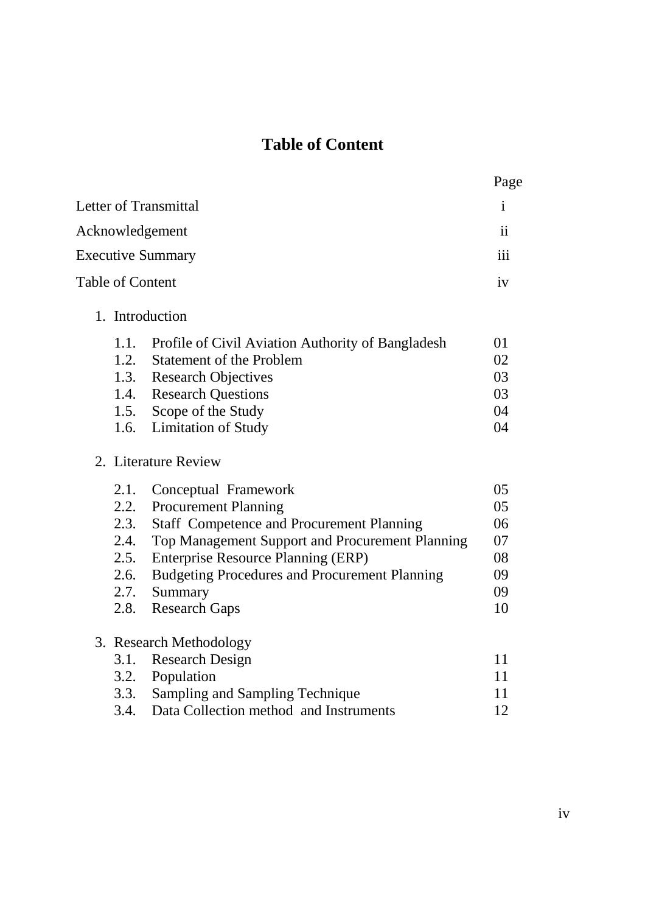# Table of Content

| | Page |
|---|---|
| Letter of Transmittal | i |
| Acknowledgement | ii |
| Executive Summary | iii |
| Table of Content | iv |
| 1. Introduction | |
| 1.1. Profile of Civil Aviation Authority of Bangladesh | 01 |
| 1.2. Statement of the Problem | 02 |
| 1.3. Research Objectives | 03 |
| 1.4. Research Questions | 03 |
| 1.5. Scope of the Study | 04 |
| 1.6. Limitation of Study | 04 |
| 2. Literature Review | |
| 2.1. Conceptual Framework | 05 |
| 2.2. Procurement Planning | 05 |
| 2.3. Staff Competence and Procurement Planning | 06 |
| 2.4. Top Management Support and Procurement Planning | 07 |
| 2.5. Enterprise Resource Planning (ERP) | 08 |
| 2.6. Budgeting Procedures and Procurement Planning | 09 |
| 2.7. Summary | 09 |
| 2.8. Research Gaps | 10 |
| 3. Research Methodology | |
| 3.1. Research Design | 11 |
| 3.2. Population | 11 |
| 3.3. Sampling and Sampling Technique | 11 |
| 3.4. Data Collection method and Instruments | 12 |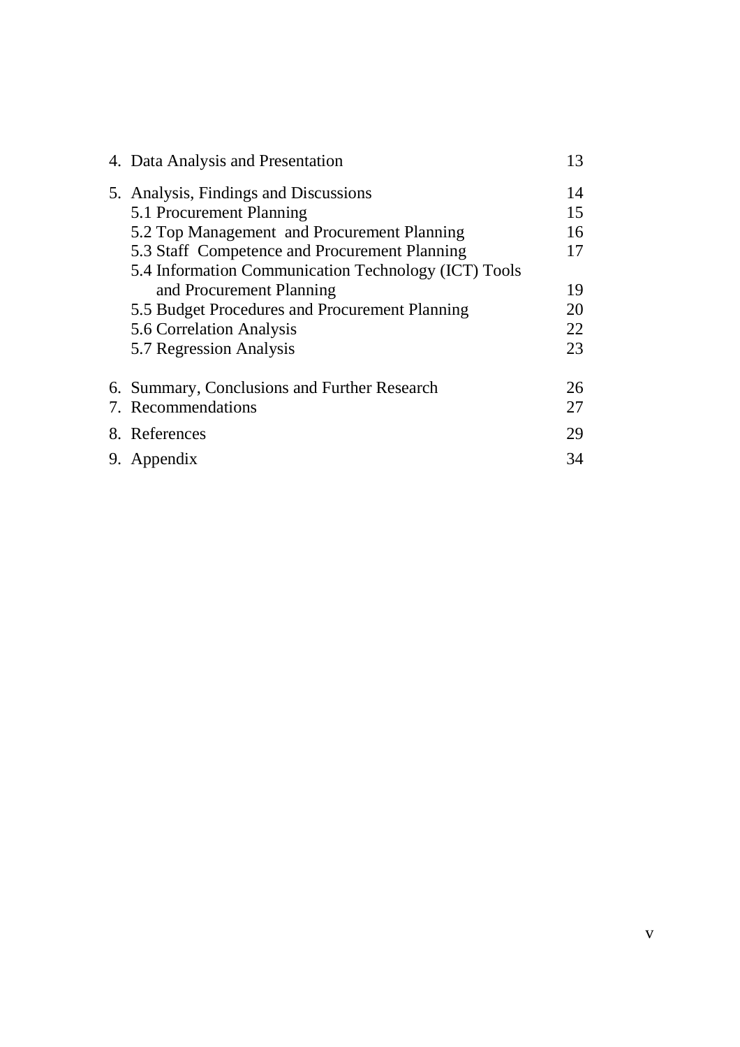| | |
|---|---|
| 4. Data Analysis and Presentation | 13 |
| 5. Analysis, Findings and Discussions | 14 |
| 5.1 Procurement Planning | 15 |
| 5.2 Top Management and Procurement Planning | 16 |
| 5.3 Staff Competence and Procurement Planning | 17 |
| 5.4 Information Communication Technology (ICT) Tools and Procurement Planning | 19 |
| 5.5 Budget Procedures and Procurement Planning | 20 |
| 5.6 Correlation Analysis | 22 |
| 5.7 Regression Analysis | 23 |
| 6. Summary, Conclusions and Further Research | 26 |
| 7. Recommendations | 27 |
| 8. References | 29 |
| 9. Appendix | 34 |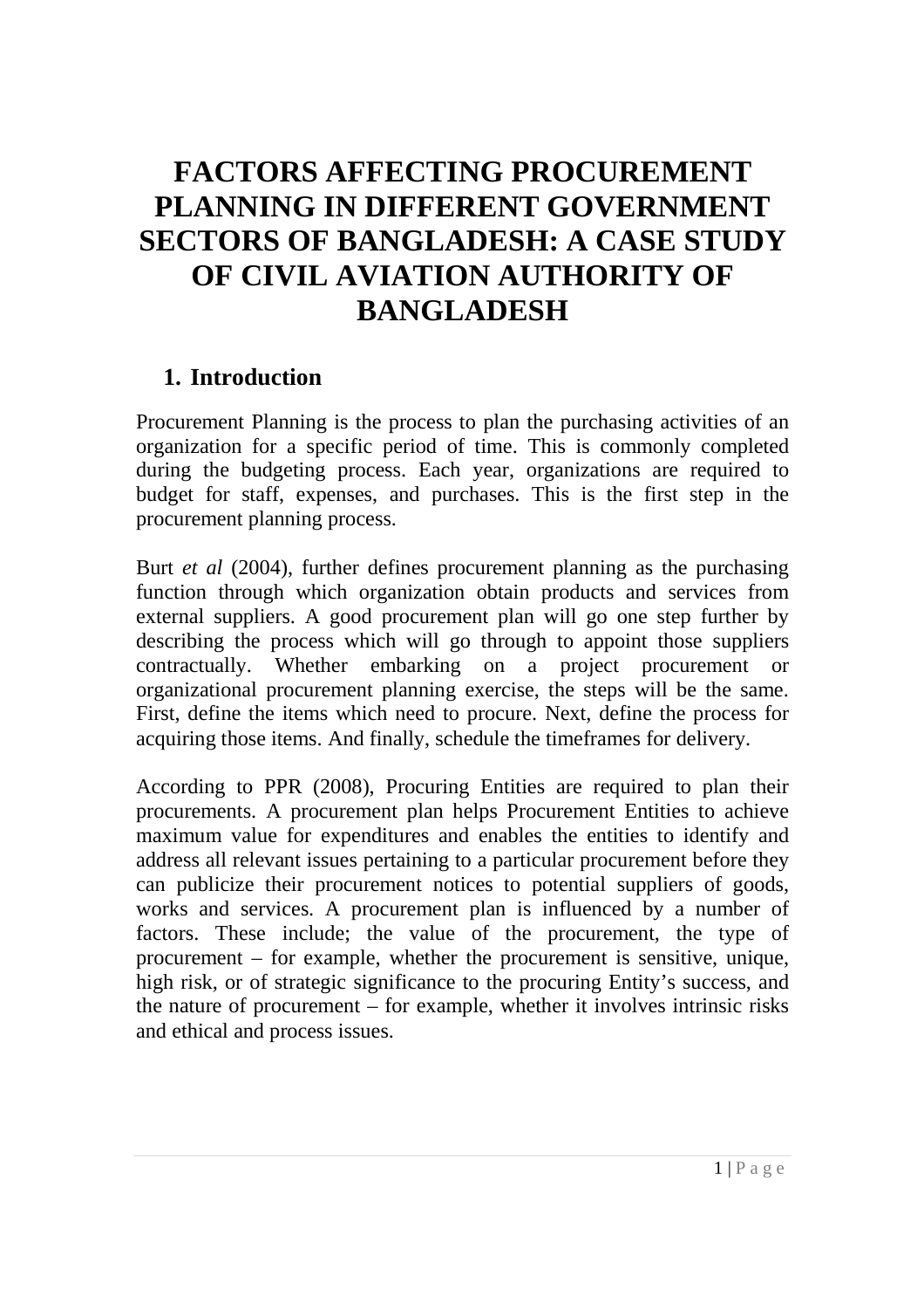# FACTORS AFFECTING PROCUREMENT PLANNING IN DIFFERENT GOVERNMENT SECTORS OF BANGLADESH: A CASE STUDY OF CIVIL AVIATION AUTHORITY OF BANGLADESH

## 1. Introduction

Procurement Planning is the process to plan the purchasing activities of an organization for a specific period of time. This is commonly completed during the budgeting process. Each year, organizations are required to budget for staff, expenses, and purchases. This is the first step in the procurement planning process.

Burt *et al* (2004), further defines procurement planning as the purchasing function through which organization obtain products and services from external suppliers. A good procurement plan will go one step further by describing the process which will go through to appoint those suppliers contractually. Whether embarking on a project procurement or organizational procurement planning exercise, the steps will be the same. First, define the items which need to procure. Next, define the process for acquiring those items. And finally, schedule the timeframes for delivery.

According to PPR (2008), Procuring Entities are required to plan their procurements. A procurement plan helps Procurement Entities to achieve maximum value for expenditures and enables the entities to identify and address all relevant issues pertaining to a particular procurement before they can publicize their procurement notices to potential suppliers of goods, works and services. A procurement plan is influenced by a number of factors. These include; the value of the procurement, the type of procurement – for example, whether the procurement is sensitive, unique, high risk, or of strategic significance to the procuring Entity's success, and the nature of procurement – for example, whether it involves intrinsic risks and ethical and process issues.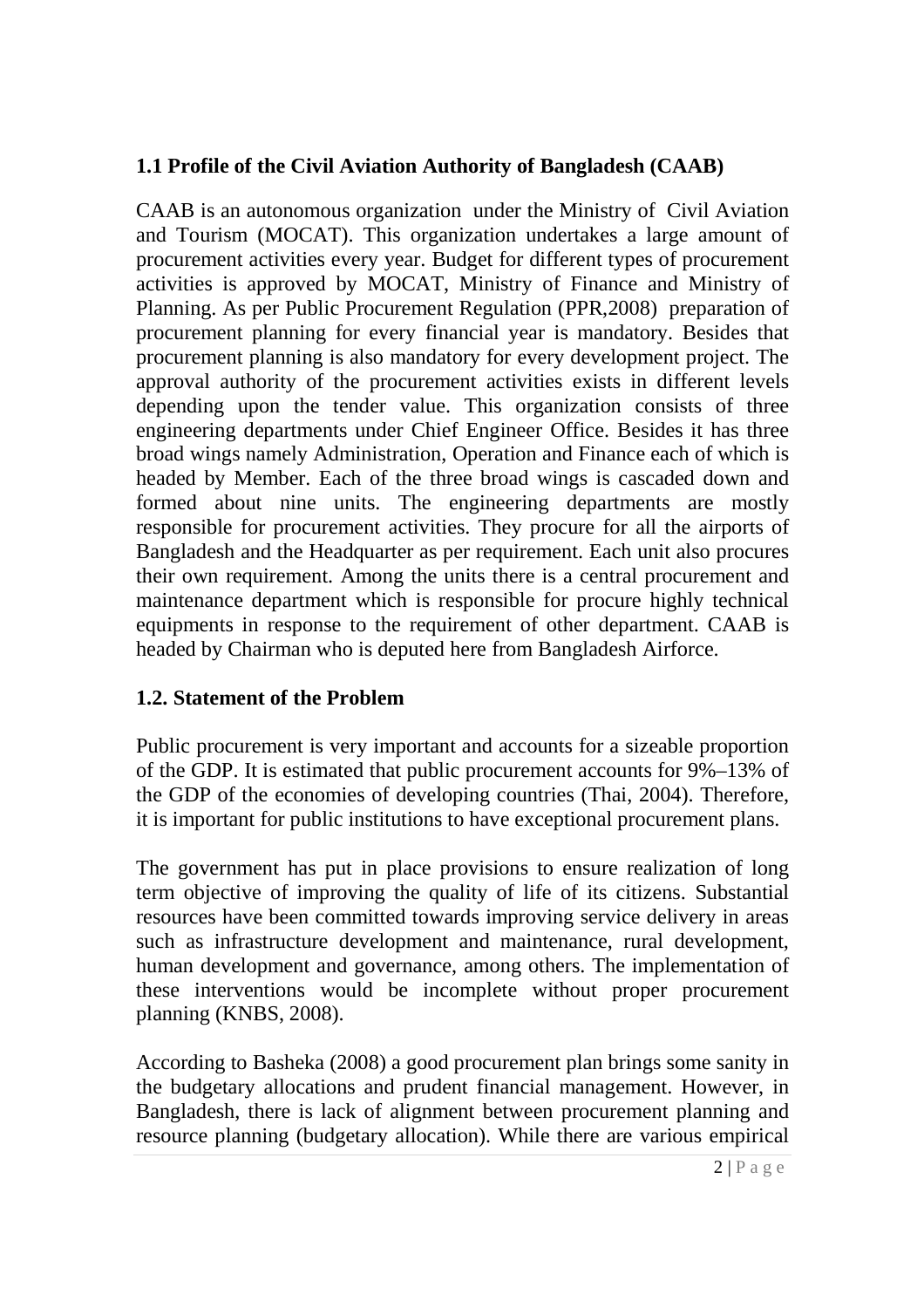### 1.1 Profile of the Civil Aviation Authority of Bangladesh (CAAB)

CAAB is an autonomous organization under the Ministry of Civil Aviation and Tourism (MOCAT). This organization undertakes a large amount of procurement activities every year. Budget for different types of procurement activities is approved by MOCAT, Ministry of Finance and Ministry of Planning. As per Public Procurement Regulation (PPR,2008) preparation of procurement planning for every financial year is mandatory. Besides that procurement planning is also mandatory for every development project. The approval authority of the procurement activities exists in different levels depending upon the tender value. This organization consists of three engineering departments under Chief Engineer Office. Besides it has three broad wings namely Administration, Operation and Finance each of which is headed by Member. Each of the three broad wings is cascaded down and formed about nine units. The engineering departments are mostly responsible for procurement activities. They procure for all the airports of Bangladesh and the Headquarter as per requirement. Each unit also procures their own requirement. Among the units there is a central procurement and maintenance department which is responsible for procure highly technical equipments in response to the requirement of other department. CAAB is headed by Chairman who is deputed here from Bangladesh Airforce.

### 1.2. Statement of the Problem

Public procurement is very important and accounts for a sizeable proportion of the GDP. It is estimated that public procurement accounts for 9%–13% of the GDP of the economies of developing countries (Thai, 2004). Therefore, it is important for public institutions to have exceptional procurement plans.

The government has put in place provisions to ensure realization of long term objective of improving the quality of life of its citizens. Substantial resources have been committed towards improving service delivery in areas such as infrastructure development and maintenance, rural development, human development and governance, among others. The implementation of these interventions would be incomplete without proper procurement planning (KNBS, 2008).

According to Basheka (2008) a good procurement plan brings some sanity in the budgetary allocations and prudent financial management. However, in Bangladesh, there is lack of alignment between procurement planning and resource planning (budgetary allocation). While there are various empirical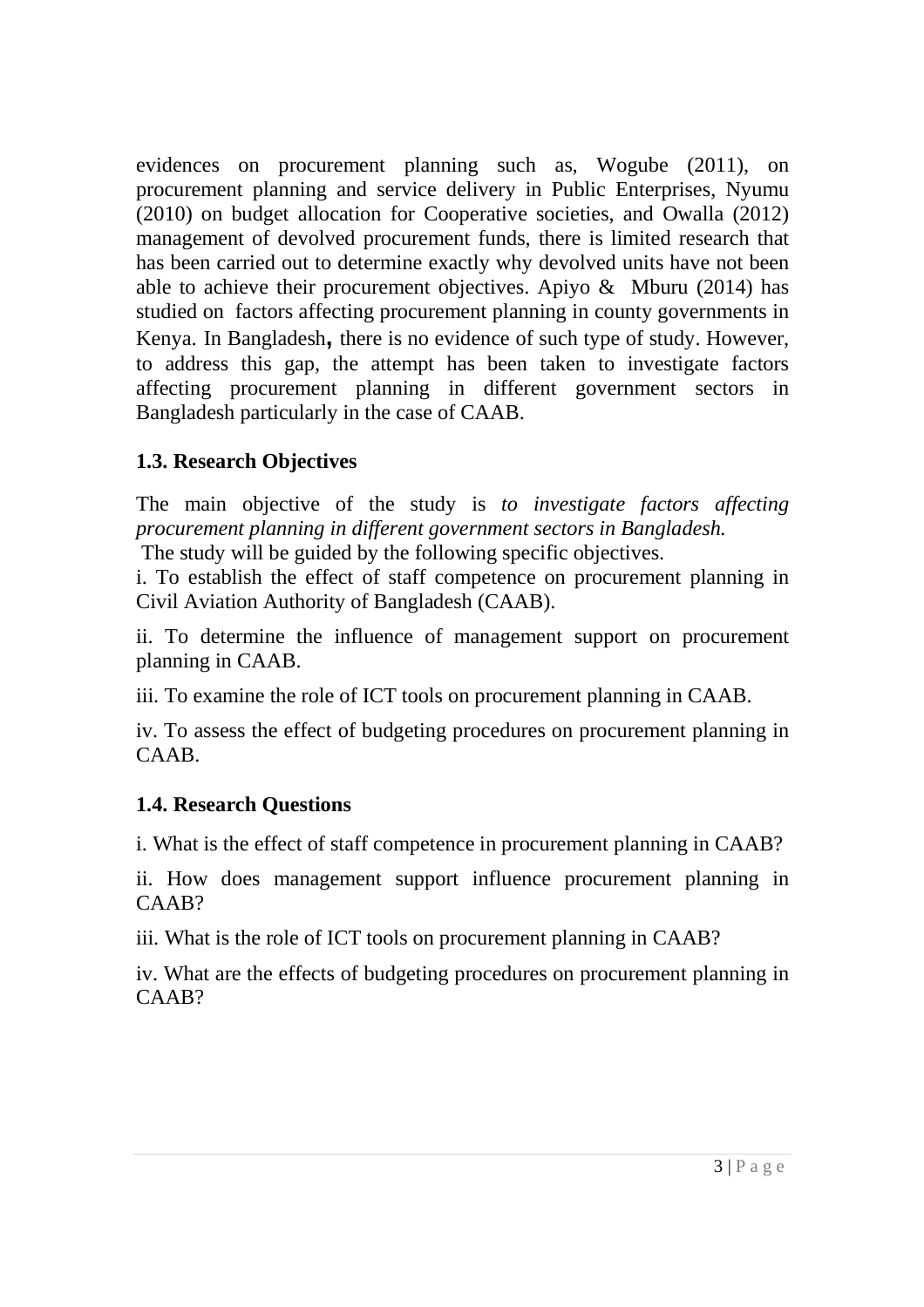evidences on procurement planning such as, Wogube (2011), on procurement planning and service delivery in Public Enterprises, Nyumu (2010) on budget allocation for Cooperative societies, and Owalla (2012) management of devolved procurement funds, there is limited research that has been carried out to determine exactly why devolved units have not been able to achieve their procurement objectives. Apiyo & Mburu (2014) has studied on factors affecting procurement planning in county governments in Kenya. In Bangladesh**,** there is no evidence of such type of study. However, to address this gap, the attempt has been taken to investigate factors affecting procurement planning in different government sectors in Bangladesh particularly in the case of CAAB.

### 1.3. Research Objectives

The main objective of the study is *to investigate factors affecting procurement planning in different government sectors in Bangladesh.*

The study will be guided by the following specific objectives.

i. To establish the effect of staff competence on procurement planning in Civil Aviation Authority of Bangladesh (CAAB).

ii. To determine the influence of management support on procurement planning in CAAB.

iii. To examine the role of ICT tools on procurement planning in CAAB.

iv. To assess the effect of budgeting procedures on procurement planning in CAAB.

### 1.4. Research Questions

i. What is the effect of staff competence in procurement planning in CAAB?

ii. How does management support influence procurement planning in CAAB?

iii. What is the role of ICT tools on procurement planning in CAAB?

iv. What are the effects of budgeting procedures on procurement planning in CAAB?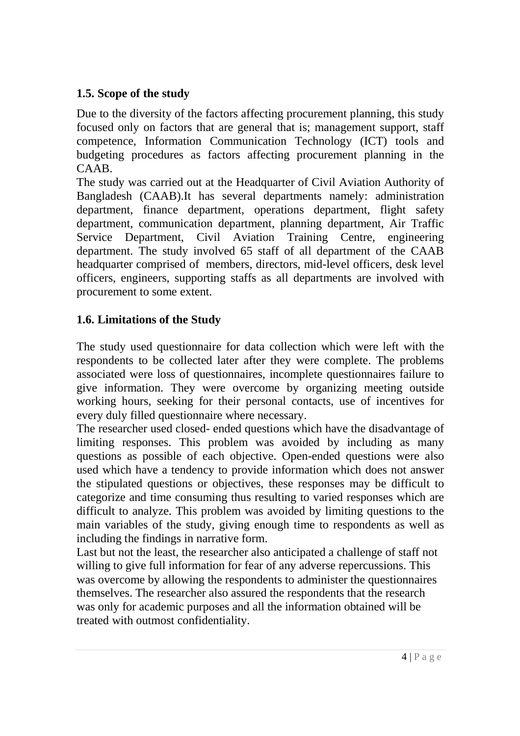### 1.5. Scope of the study

Due to the diversity of the factors affecting procurement planning, this study focused only on factors that are general that is; management support, staff competence, Information Communication Technology (ICT) tools and budgeting procedures as factors affecting procurement planning in the CAAB.

The study was carried out at the Headquarter of Civil Aviation Authority of Bangladesh (CAAB).It has several departments namely: administration department, finance department, operations department, flight safety department, communication department, planning department, Air Traffic Service Department, Civil Aviation Training Centre, engineering department. The study involved 65 staff of all department of the CAAB headquarter comprised of members, directors, mid-level officers, desk level officers, engineers, supporting staffs as all departments are involved with procurement to some extent.

### 1.6. Limitations of the Study

The study used questionnaire for data collection which were left with the respondents to be collected later after they were complete. The problems associated were loss of questionnaires, incomplete questionnaires failure to give information. They were overcome by organizing meeting outside working hours, seeking for their personal contacts, use of incentives for every duly filled questionnaire where necessary.

The researcher used closed- ended questions which have the disadvantage of limiting responses. This problem was avoided by including as many questions as possible of each objective. Open-ended questions were also used which have a tendency to provide information which does not answer the stipulated questions or objectives, these responses may be difficult to categorize and time consuming thus resulting to varied responses which are difficult to analyze. This problem was avoided by limiting questions to the main variables of the study, giving enough time to respondents as well as including the findings in narrative form.

Last but not the least, the researcher also anticipated a challenge of staff not willing to give full information for fear of any adverse repercussions. This was overcome by allowing the respondents to administer the questionnaires themselves. The researcher also assured the respondents that the research was only for academic purposes and all the information obtained will be treated with outmost confidentiality.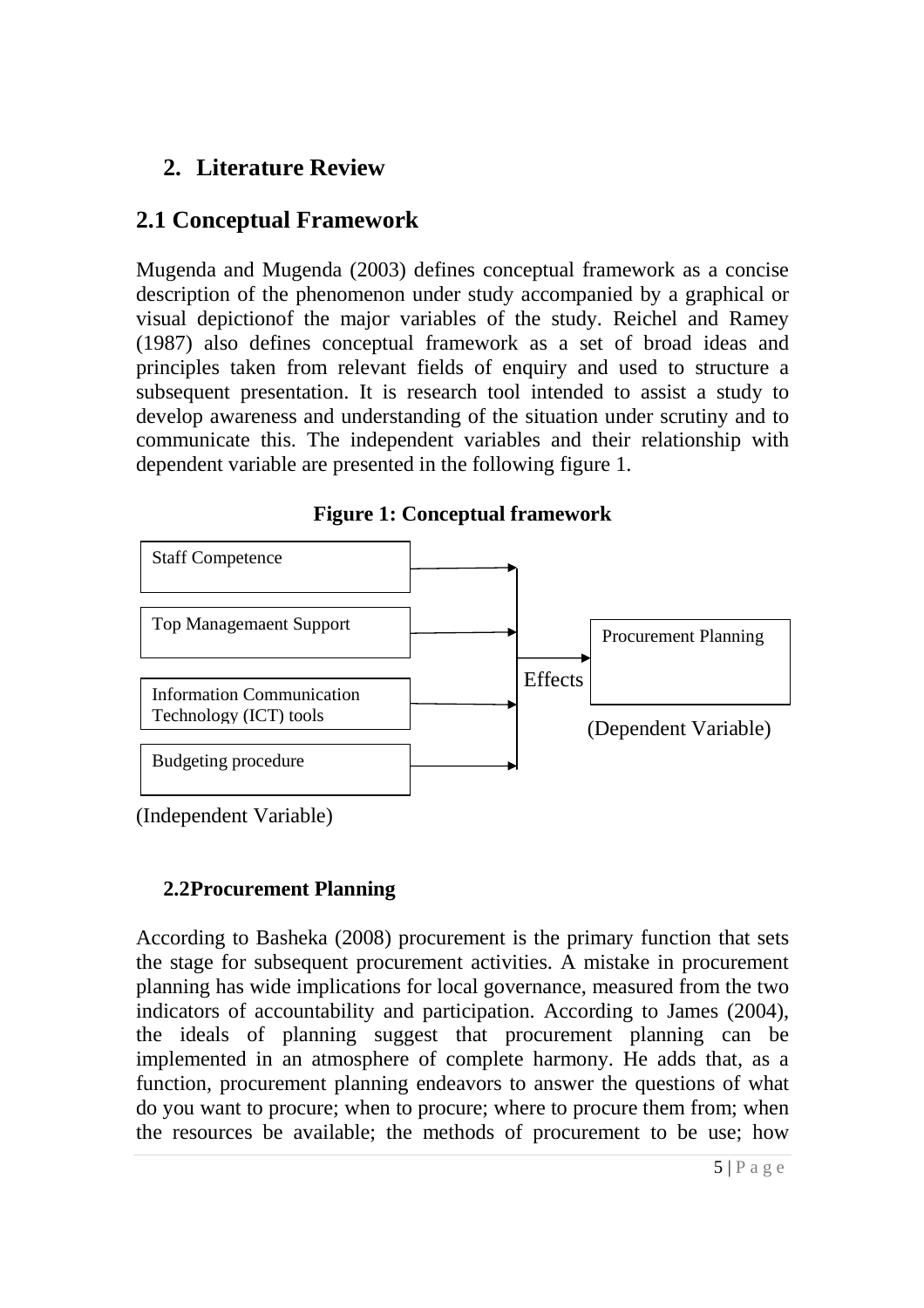## 2. Literature Review

## 2.1 Conceptual Framework

Mugenda and Mugenda (2003) defines conceptual framework as a concise description of the phenomenon under study accompanied by a graphical or visual depictionof the major variables of the study. Reichel and Ramey (1987) also defines conceptual framework as a set of broad ideas and principles taken from relevant fields of enquiry and used to structure a subsequent presentation. It is research tool intended to assist a study to develop awareness and understanding of the situation under scrutiny and to communicate this. The independent variables and their relationship with dependent variable are presented in the following figure 1.

**Figure 1: Conceptual framework**

Staff Competence

Top Managemaent Support

Information Communication Technology (ICT) tools

Budgeting procedure

Effects

Procurement Planning

(Dependent Variable)

(Independent Variable)

### 2.2Procurement Planning

According to Basheka (2008) procurement is the primary function that sets the stage for subsequent procurement activities. A mistake in procurement planning has wide implications for local governance, measured from the two indicators of accountability and participation. According to James (2004), the ideals of planning suggest that procurement planning can be implemented in an atmosphere of complete harmony. He adds that, as a function, procurement planning endeavors to answer the questions of what do you want to procure; when to procure; where to procure them from; when the resources be available; the methods of procurement to be use; how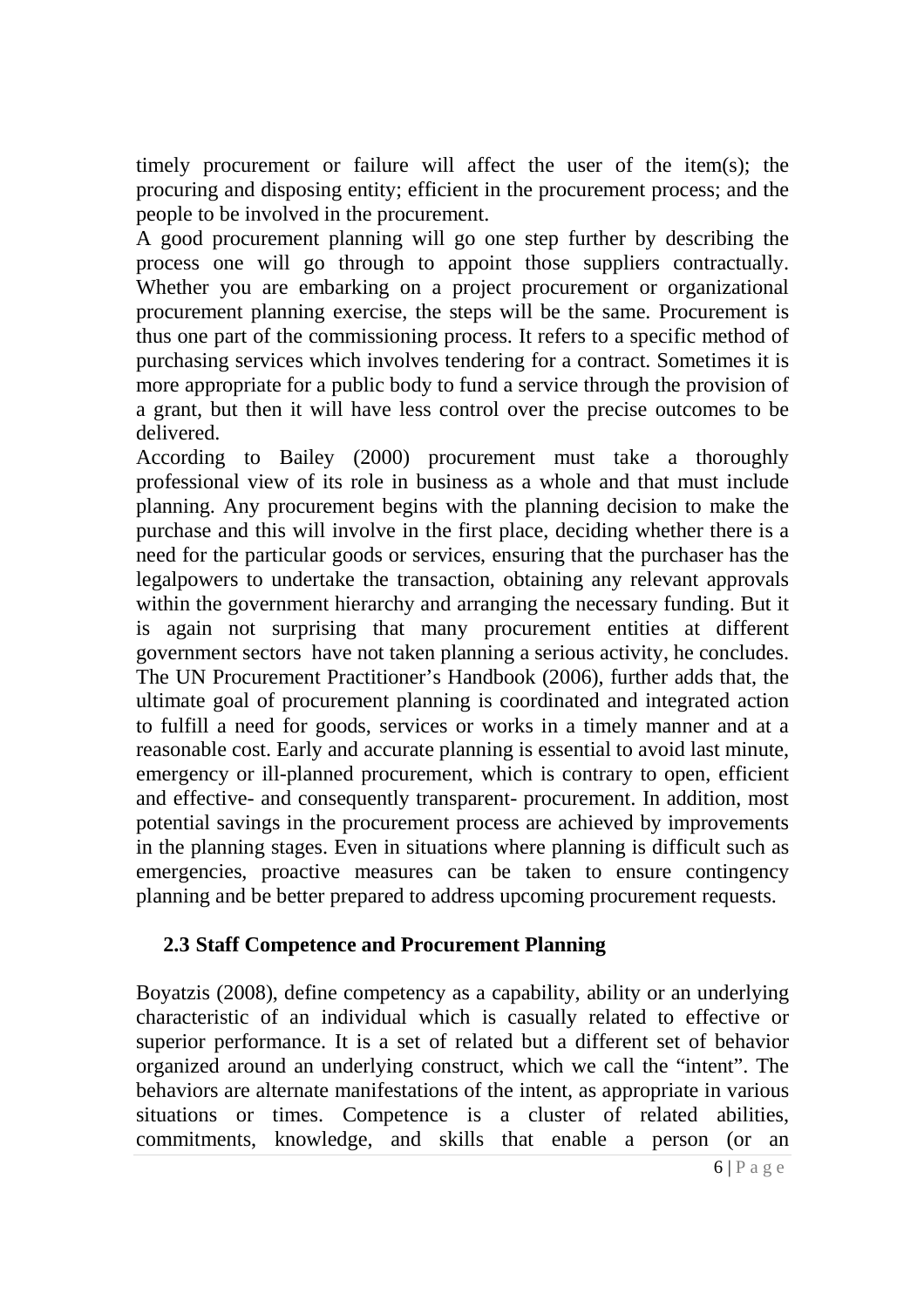timely procurement or failure will affect the user of the item(s); the procuring and disposing entity; efficient in the procurement process; and the people to be involved in the procurement.

A good procurement planning will go one step further by describing the process one will go through to appoint those suppliers contractually. Whether you are embarking on a project procurement or organizational procurement planning exercise, the steps will be the same. Procurement is thus one part of the commissioning process. It refers to a specific method of purchasing services which involves tendering for a contract. Sometimes it is more appropriate for a public body to fund a service through the provision of a grant, but then it will have less control over the precise outcomes to be delivered.

According to Bailey (2000) procurement must take a thoroughly professional view of its role in business as a whole and that must include planning. Any procurement begins with the planning decision to make the purchase and this will involve in the first place, deciding whether there is a need for the particular goods or services, ensuring that the purchaser has the legalpowers to undertake the transaction, obtaining any relevant approvals within the government hierarchy and arranging the necessary funding. But it is again not surprising that many procurement entities at different government sectors have not taken planning a serious activity, he concludes.

The UN Procurement Practitioner's Handbook (2006), further adds that, the ultimate goal of procurement planning is coordinated and integrated action to fulfill a need for goods, services or works in a timely manner and at a reasonable cost. Early and accurate planning is essential to avoid last minute, emergency or ill-planned procurement, which is contrary to open, efficient and effective- and consequently transparent- procurement. In addition, most potential savings in the procurement process are achieved by improvements in the planning stages. Even in situations where planning is difficult such as emergencies, proactive measures can be taken to ensure contingency planning and be better prepared to address upcoming procurement requests.

## 2.3 Staff Competence and Procurement Planning

Boyatzis (2008), define competency as a capability, ability or an underlying characteristic of an individual which is casually related to effective or superior performance. It is a set of related but a different set of behavior organized around an underlying construct, which we call the "intent". The behaviors are alternate manifestations of the intent, as appropriate in various situations or times. Competence is a cluster of related abilities, commitments, knowledge, and skills that enable a person (or an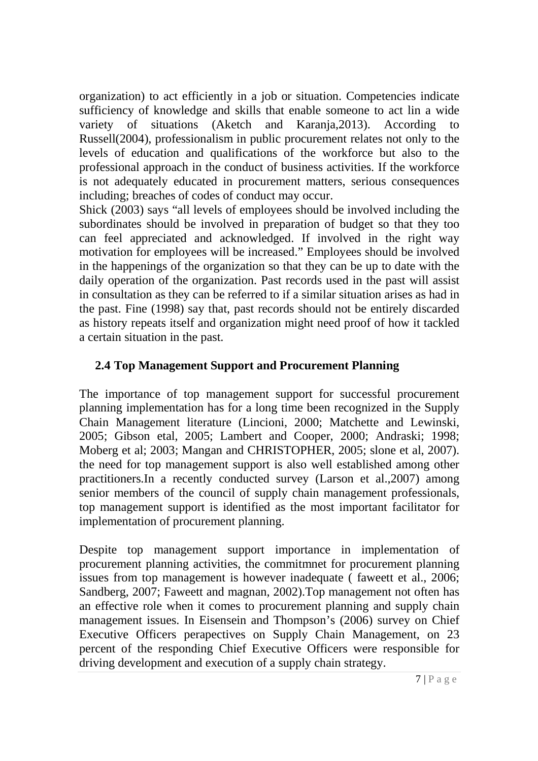organization) to act efficiently in a job or situation. Competencies indicate sufficiency of knowledge and skills that enable someone to act lin a wide variety of situations (Aketch and Karanja,2013). According to Russell(2004), professionalism in public procurement relates not only to the levels of education and qualifications of the workforce but also to the professional approach in the conduct of business activities. If the workforce is not adequately educated in procurement matters, serious consequences including; breaches of codes of conduct may occur.

Shick (2003) says "all levels of employees should be involved including the subordinates should be involved in preparation of budget so that they too can feel appreciated and acknowledged. If involved in the right way motivation for employees will be increased." Employees should be involved in the happenings of the organization so that they can be up to date with the daily operation of the organization. Past records used in the past will assist in consultation as they can be referred to if a similar situation arises as had in the past. Fine (1998) say that, past records should not be entirely discarded as history repeats itself and organization might need proof of how it tackled a certain situation in the past.

## 2.4 Top Management Support and Procurement Planning

The importance of top management support for successful procurement planning implementation has for a long time been recognized in the Supply Chain Management literature (Lincioni, 2000; Matchette and Lewinski, 2005; Gibson etal, 2005; Lambert and Cooper, 2000; Andraski; 1998; Moberg et al; 2003; Mangan and CHRISTOPHER, 2005; slone et al, 2007). the need for top management support is also well established among other practitioners.In a recently conducted survey (Larson et al.,2007) among senior members of the council of supply chain management professionals, top management support is identified as the most important facilitator for implementation of procurement planning.

Despite top management support importance in implementation of procurement planning activities, the commitmnet for procurement planning issues from top management is however inadequate ( faweett et al., 2006; Sandberg, 2007; Faweett and magnan, 2002).Top management not often has an effective role when it comes to procurement planning and supply chain management issues. In Eisensein and Thompson's (2006) survey on Chief Executive Officers perapectives on Supply Chain Management, on 23 percent of the responding Chief Executive Officers were responsible for driving development and execution of a supply chain strategy.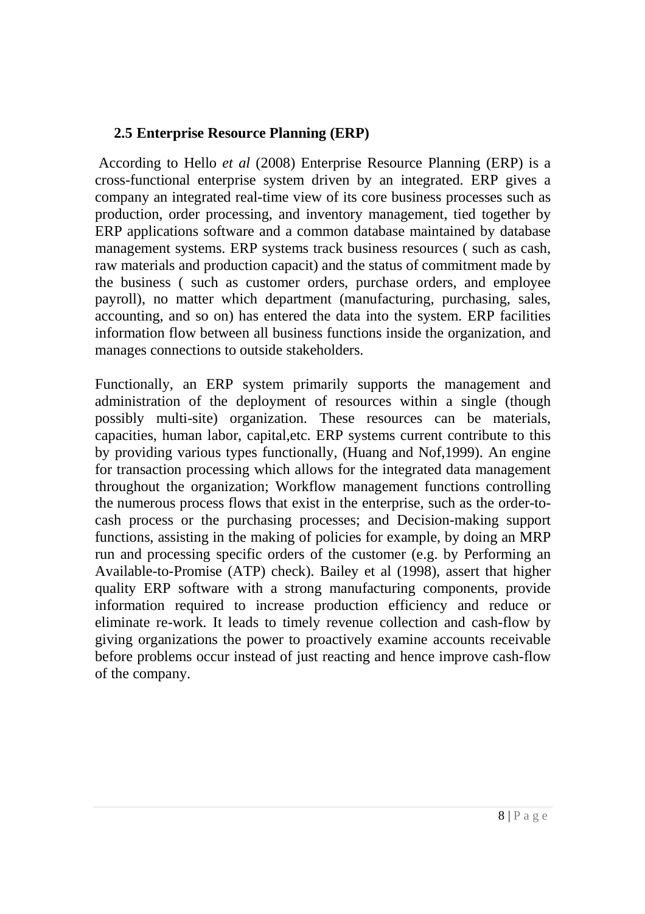## 2.5 Enterprise Resource Planning (ERP)

According to Hello *et al* (2008) Enterprise Resource Planning (ERP) is a cross-functional enterprise system driven by an integrated. ERP gives a company an integrated real-time view of its core business processes such as production, order processing, and inventory management, tied together by ERP applications software and a common database maintained by database management systems. ERP systems track business resources ( such as cash, raw materials and production capacit) and the status of commitment made by the business ( such as customer orders, purchase orders, and employee payroll), no matter which department (manufacturing, purchasing, sales, accounting, and so on) has entered the data into the system. ERP facilities information flow between all business functions inside the organization, and manages connections to outside stakeholders.

Functionally, an ERP system primarily supports the management and administration of the deployment of resources within a single (though possibly multi-site) organization. These resources can be materials, capacities, human labor, capital,etc. ERP systems current contribute to this by providing various types functionally, (Huang and Nof,1999). An engine for transaction processing which allows for the integrated data management throughout the organization; Workflow management functions controlling the numerous process flows that exist in the enterprise, such as the order-to-cash process or the purchasing processes; and Decision-making support functions, assisting in the making of policies for example, by doing an MRP run and processing specific orders of the customer (e.g. by Performing an Available-to-Promise (ATP) check). Bailey et al (1998), assert that higher quality ERP software with a strong manufacturing components, provide information required to increase production efficiency and reduce or eliminate re-work. It leads to timely revenue collection and cash-flow by giving organizations the power to proactively examine accounts receivable before problems occur instead of just reacting and hence improve cash-flow of the company.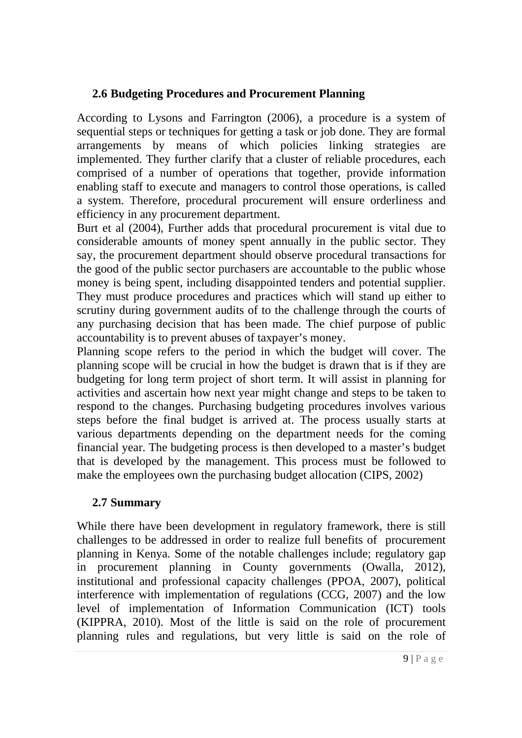## 2.6 Budgeting Procedures and Procurement Planning

According to Lysons and Farrington (2006), a procedure is a system of sequential steps or techniques for getting a task or job done. They are formal arrangements by means of which policies linking strategies are implemented. They further clarify that a cluster of reliable procedures, each comprised of a number of operations that together, provide information enabling staff to execute and managers to control those operations, is called a system. Therefore, procedural procurement will ensure orderliness and efficiency in any procurement department.

Burt et al (2004), Further adds that procedural procurement is vital due to considerable amounts of money spent annually in the public sector. They say, the procurement department should observe procedural transactions for the good of the public sector purchasers are accountable to the public whose money is being spent, including disappointed tenders and potential supplier. They must produce procedures and practices which will stand up either to scrutiny during government audits of to the challenge through the courts of any purchasing decision that has been made. The chief purpose of public accountability is to prevent abuses of taxpayer's money.

Planning scope refers to the period in which the budget will cover. The planning scope will be crucial in how the budget is drawn that is if they are budgeting for long term project of short term. It will assist in planning for activities and ascertain how next year might change and steps to be taken to respond to the changes. Purchasing budgeting procedures involves various steps before the final budget is arrived at. The process usually starts at various departments depending on the department needs for the coming financial year. The budgeting process is then developed to a master's budget that is developed by the management. This process must be followed to make the employees own the purchasing budget allocation (CIPS, 2002)

## 2.7 Summary

While there have been development in regulatory framework, there is still challenges to be addressed in order to realize full benefits of procurement planning in Kenya. Some of the notable challenges include; regulatory gap in procurement planning in County governments (Owalla, 2012), institutional and professional capacity challenges (PPOA, 2007), political interference with implementation of regulations (CCG, 2007) and the low level of implementation of Information Communication (ICT) tools (KIPPRA, 2010). Most of the little is said on the role of procurement planning rules and regulations, but very little is said on the role of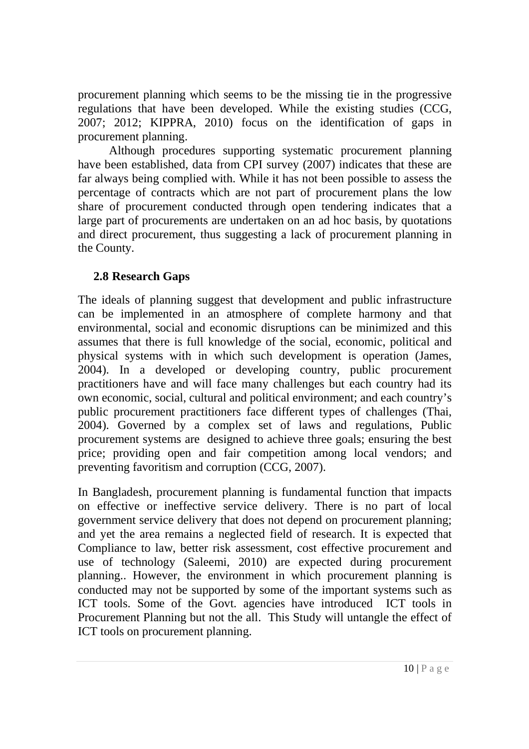procurement planning which seems to be the missing tie in the progressive regulations that have been developed. While the existing studies (CCG, 2007; 2012; KIPPRA, 2010) focus on the identification of gaps in procurement planning.

Although procedures supporting systematic procurement planning have been established, data from CPI survey (2007) indicates that these are far always being complied with. While it has not been possible to assess the percentage of contracts which are not part of procurement plans the low share of procurement conducted through open tendering indicates that a large part of procurements are undertaken on an ad hoc basis, by quotations and direct procurement, thus suggesting a lack of procurement planning in the County.

## 2.8 Research Gaps

The ideals of planning suggest that development and public infrastructure can be implemented in an atmosphere of complete harmony and that environmental, social and economic disruptions can be minimized and this assumes that there is full knowledge of the social, economic, political and physical systems with in which such development is operation (James, 2004). In a developed or developing country, public procurement practitioners have and will face many challenges but each country had its own economic, social, cultural and political environment; and each country's public procurement practitioners face different types of challenges (Thai, 2004). Governed by a complex set of laws and regulations, Public procurement systems are designed to achieve three goals; ensuring the best price; providing open and fair competition among local vendors; and preventing favoritism and corruption (CCG, 2007).

In Bangladesh, procurement planning is fundamental function that impacts on effective or ineffective service delivery. There is no part of local government service delivery that does not depend on procurement planning; and yet the area remains a neglected field of research. It is expected that Compliance to law, better risk assessment, cost effective procurement and use of technology (Saleemi, 2010) are expected during procurement planning.. However, the environment in which procurement planning is conducted may not be supported by some of the important systems such as ICT tools. Some of the Govt. agencies have introduced ICT tools in Procurement Planning but not the all. This Study will untangle the effect of ICT tools on procurement planning.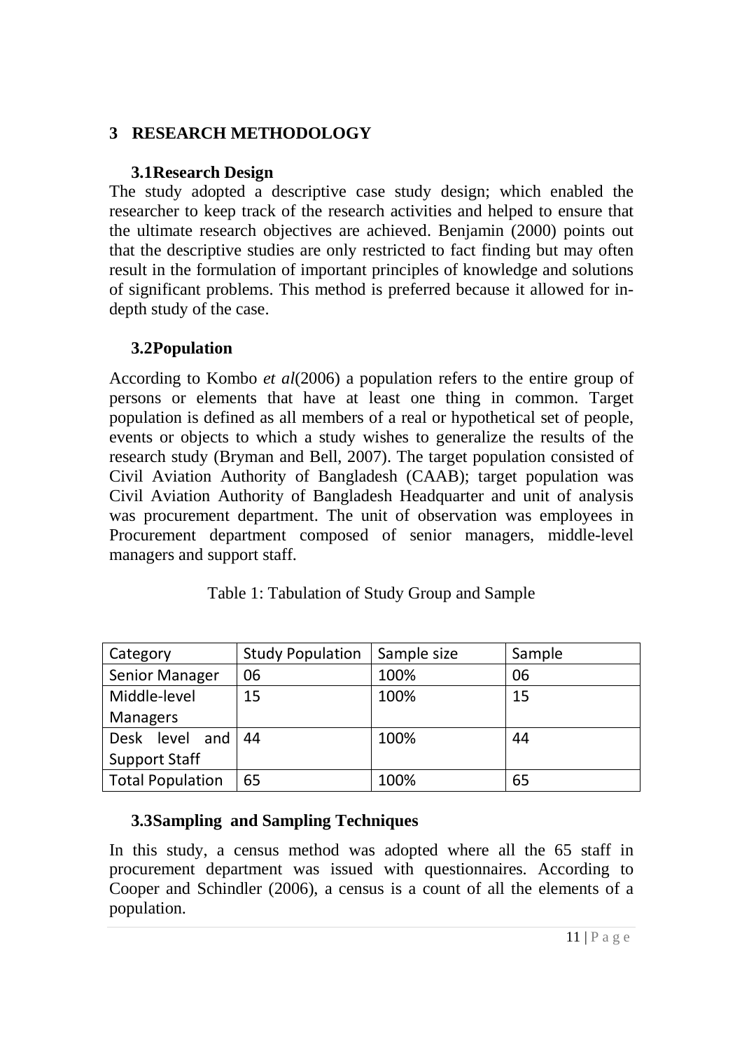# 3 RESEARCH METHODOLOGY

## 3.1Research Design

The study adopted a descriptive case study design; which enabled the researcher to keep track of the research activities and helped to ensure that the ultimate research objectives are achieved. Benjamin (2000) points out that the descriptive studies are only restricted to fact finding but may often result in the formulation of important principles of knowledge and solutions of significant problems. This method is preferred because it allowed for in-depth study of the case.

## 3.2Population

According to Kombo *et al*(2006) a population refers to the entire group of persons or elements that have at least one thing in common. Target population is defined as all members of a real or hypothetical set of people, events or objects to which a study wishes to generalize the results of the research study (Bryman and Bell, 2007). The target population consisted of Civil Aviation Authority of Bangladesh (CAAB); target population was Civil Aviation Authority of Bangladesh Headquarter and unit of analysis was procurement department. The unit of observation was employees in Procurement department composed of senior managers, middle-level managers and support staff.

Table 1: Tabulation of Study Group and Sample

| Category | Study Population | Sample size | Sample |
|---|---|---|---|
| Senior Manager | 06 | 100% | 06 |
| Middle-level Managers | 15 | 100% | 15 |
| Desk level and Support Staff | 44 | 100% | 44 |
| Total Population | 65 | 100% | 65 |

## 3.3Sampling and Sampling Techniques

In this study, a census method was adopted where all the 65 staff in procurement department was issued with questionnaires. According to Cooper and Schindler (2006), a census is a count of all the elements of a population.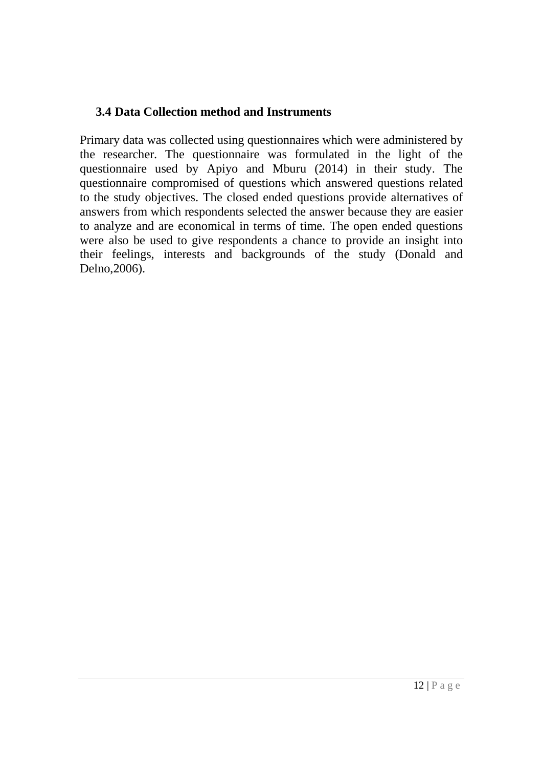### 3.4 Data Collection method and Instruments

Primary data was collected using questionnaires which were administered by the researcher. The questionnaire was formulated in the light of the questionnaire used by Apiyo and Mburu (2014) in their study. The questionnaire compromised of questions which answered questions related to the study objectives. The closed ended questions provide alternatives of answers from which respondents selected the answer because they are easier to analyze and are economical in terms of time. The open ended questions were also be used to give respondents a chance to provide an insight into their feelings, interests and backgrounds of the study (Donald and Delno,2006).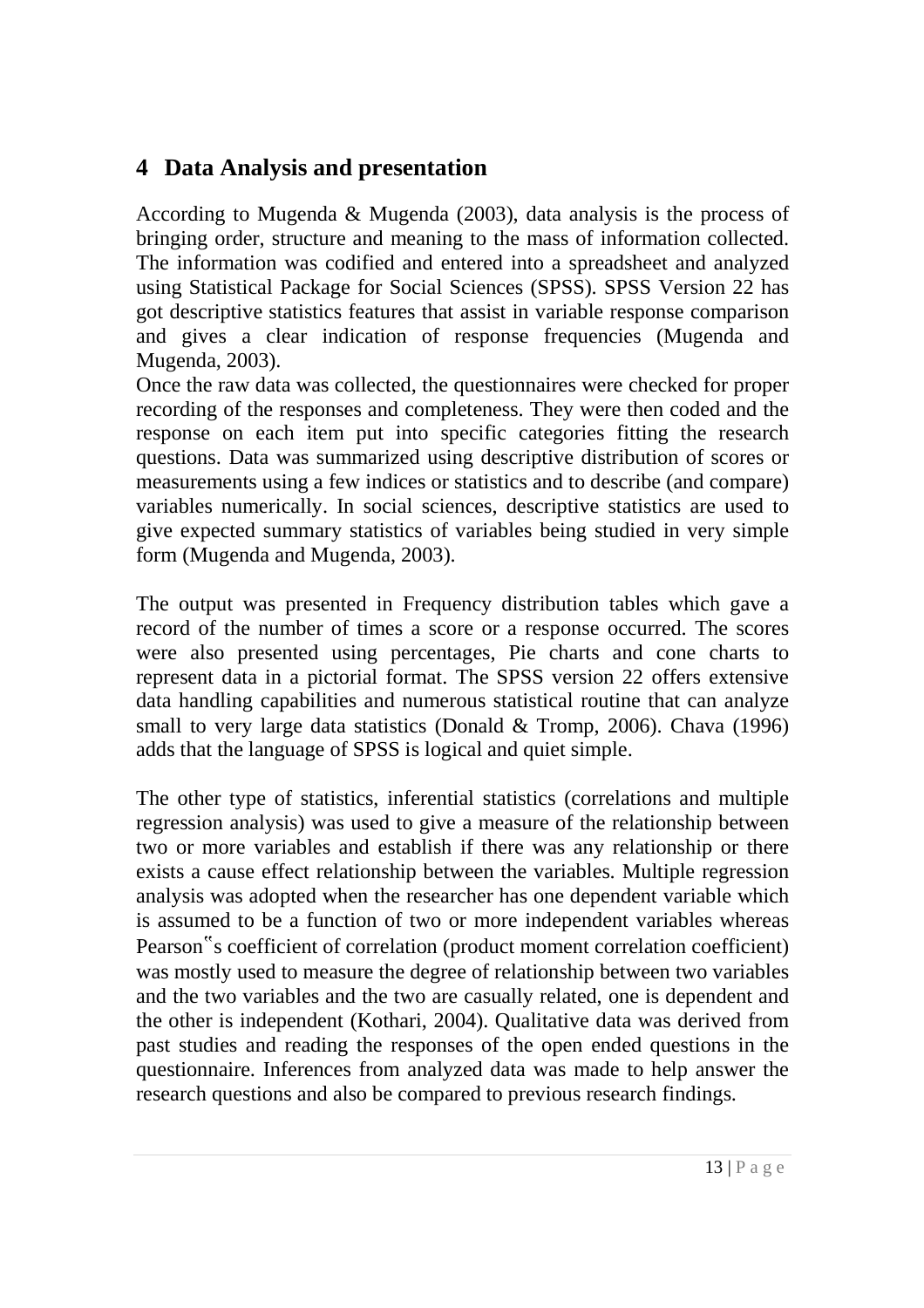# 4 Data Analysis and presentation

According to Mugenda & Mugenda (2003), data analysis is the process of bringing order, structure and meaning to the mass of information collected. The information was codified and entered into a spreadsheet and analyzed using Statistical Package for Social Sciences (SPSS). SPSS Version 22 has got descriptive statistics features that assist in variable response comparison and gives a clear indication of response frequencies (Mugenda and Mugenda, 2003).
Once the raw data was collected, the questionnaires were checked for proper recording of the responses and completeness. They were then coded and the response on each item put into specific categories fitting the research questions. Data was summarized using descriptive distribution of scores or measurements using a few indices or statistics and to describe (and compare) variables numerically. In social sciences, descriptive statistics are used to give expected summary statistics of variables being studied in very simple form (Mugenda and Mugenda, 2003).

The output was presented in Frequency distribution tables which gave a record of the number of times a score or a response occurred. The scores were also presented using percentages, Pie charts and cone charts to represent data in a pictorial format. The SPSS version 22 offers extensive data handling capabilities and numerous statistical routine that can analyze small to very large data statistics (Donald & Tromp, 2006). Chava (1996) adds that the language of SPSS is logical and quiet simple.

The other type of statistics, inferential statistics (correlations and multiple regression analysis) was used to give a measure of the relationship between two or more variables and establish if there was any relationship or there exists a cause effect relationship between the variables. Multiple regression analysis was adopted when the researcher has one dependent variable which is assumed to be a function of two or more independent variables whereas Pearson‟s coefficient of correlation (product moment correlation coefficient) was mostly used to measure the degree of relationship between two variables and the two variables and the two are casually related, one is dependent and the other is independent (Kothari, 2004). Qualitative data was derived from past studies and reading the responses of the open ended questions in the questionnaire. Inferences from analyzed data was made to help answer the research questions and also be compared to previous research findings.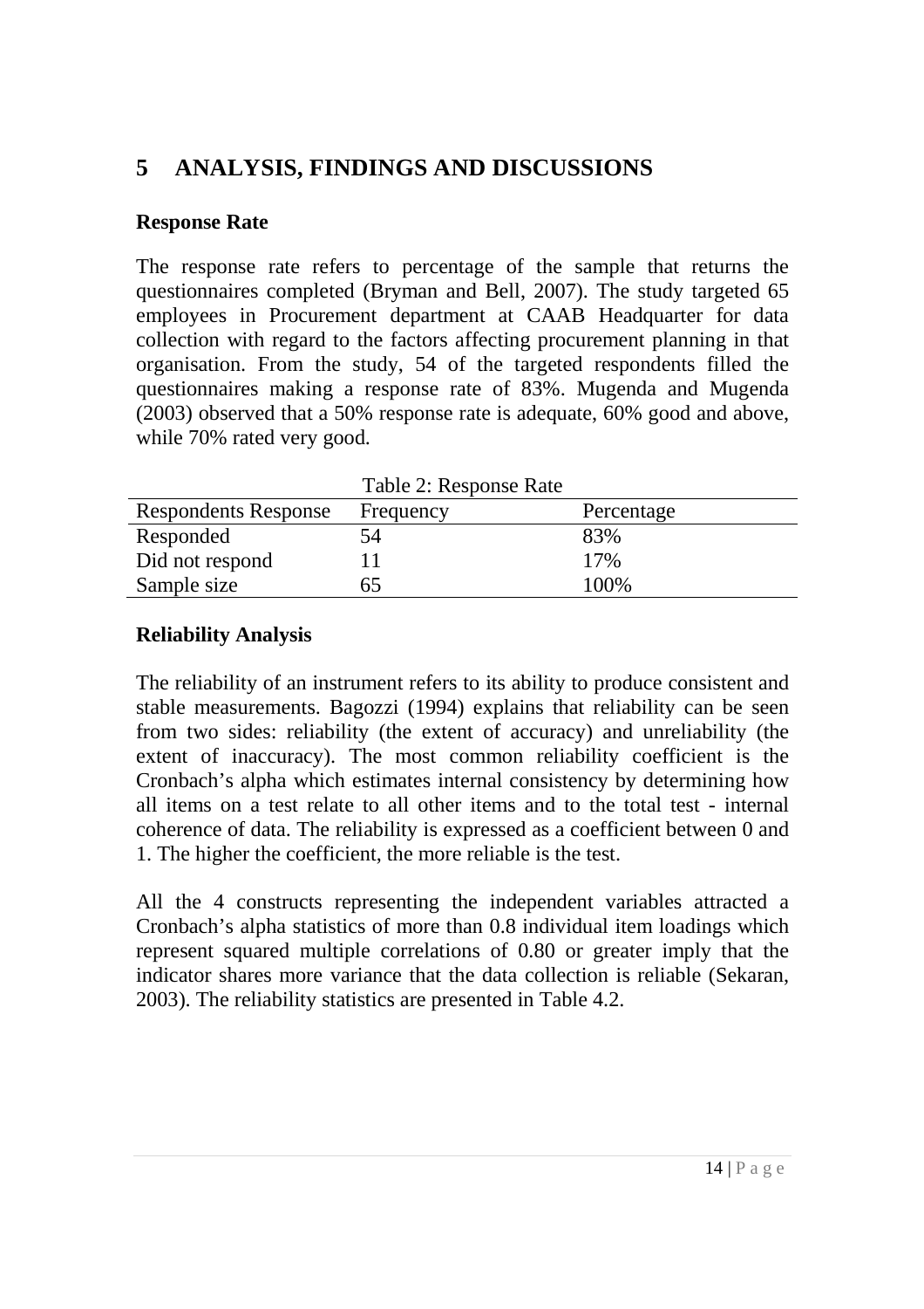# 5 ANALYSIS, FINDINGS AND DISCUSSIONS

**Response Rate**

The response rate refers to percentage of the sample that returns the questionnaires completed (Bryman and Bell, 2007). The study targeted 65 employees in Procurement department at CAAB Headquarter for data collection with regard to the factors affecting procurement planning in that organisation. From the study, 54 of the targeted respondents filled the questionnaires making a response rate of 83%. Mugenda and Mugenda (2003) observed that a 50% response rate is adequate, 60% good and above, while 70% rated very good.

Table 2: Response Rate

| Respondents Response | Frequency | Percentage |
|---|---|---|
| Responded | 54 | 83% |
| Did not respond | 11 | 17% |
| Sample size | 65 | 100% |

**Reliability Analysis**

The reliability of an instrument refers to its ability to produce consistent and stable measurements. Bagozzi (1994) explains that reliability can be seen from two sides: reliability (the extent of accuracy) and unreliability (the extent of inaccuracy). The most common reliability coefficient is the Cronbach's alpha which estimates internal consistency by determining how all items on a test relate to all other items and to the total test - internal coherence of data. The reliability is expressed as a coefficient between 0 and 1. The higher the coefficient, the more reliable is the test.

All the 4 constructs representing the independent variables attracted a Cronbach's alpha statistics of more than 0.8 individual item loadings which represent squared multiple correlations of 0.80 or greater imply that the indicator shares more variance that the data collection is reliable (Sekaran, 2003). The reliability statistics are presented in Table 4.2.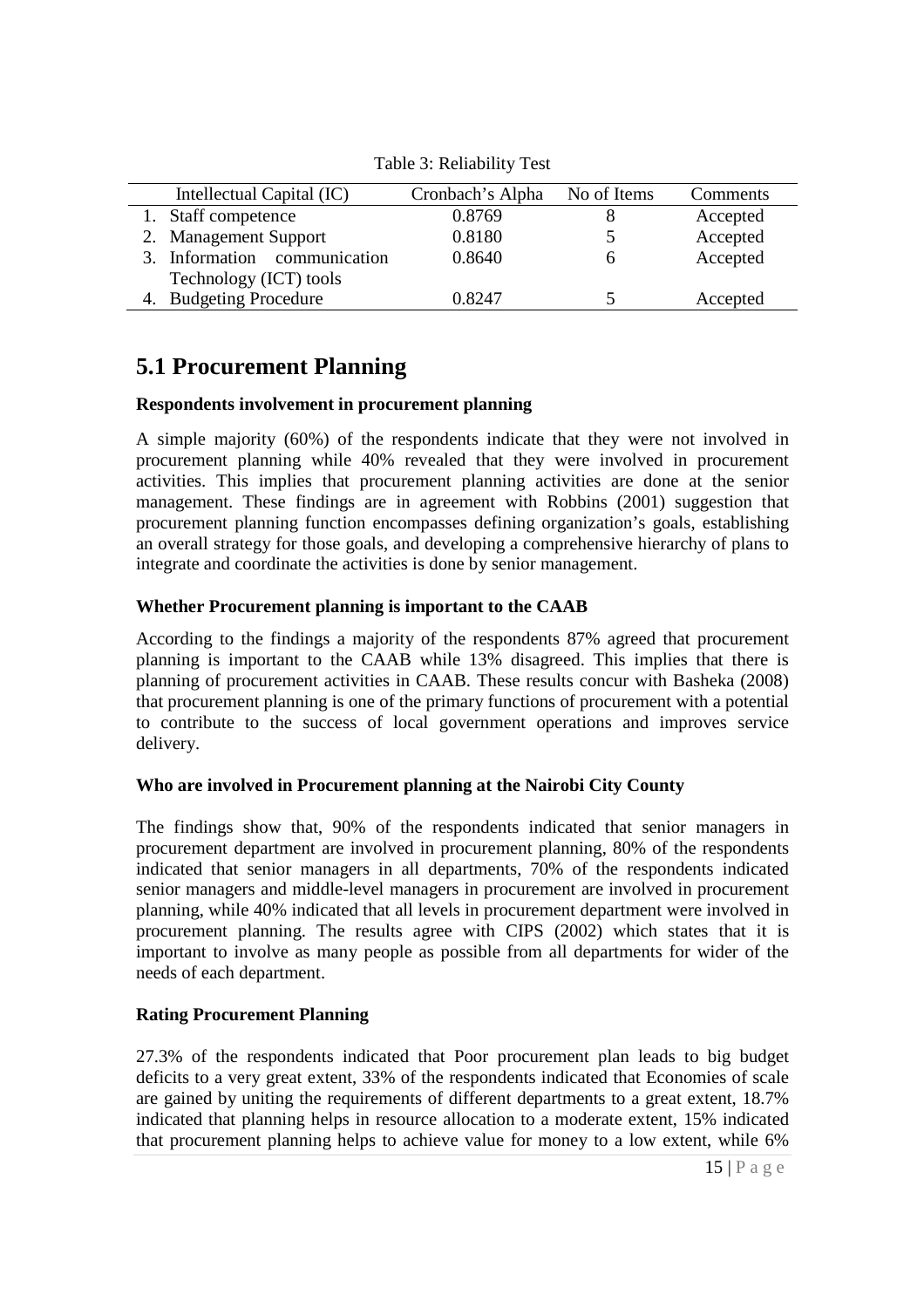Table 3: Reliability Test

| Intellectual Capital (IC) | Cronbach's Alpha | No of Items | Comments |
|---|---|---|---|
| 1. Staff competence | 0.8769 | 8 | Accepted |
| 2. Management Support | 0.8180 | 5 | Accepted |
| 3. Information communication Technology (ICT) tools | 0.8640 | 6 | Accepted |
| 4. Budgeting Procedure | 0.8247 | 5 | Accepted |

## 5.1 Procurement Planning

**Respondents involvement in procurement planning**

A simple majority (60%) of the respondents indicate that they were not involved in procurement planning while 40% revealed that they were involved in procurement activities. This implies that procurement planning activities are done at the senior management. These findings are in agreement with Robbins (2001) suggestion that procurement planning function encompasses defining organization's goals, establishing an overall strategy for those goals, and developing a comprehensive hierarchy of plans to integrate and coordinate the activities is done by senior management.

**Whether Procurement planning is important to the CAAB**

According to the findings a majority of the respondents 87% agreed that procurement planning is important to the CAAB while 13% disagreed. This implies that there is planning of procurement activities in CAAB. These results concur with Basheka (2008) that procurement planning is one of the primary functions of procurement with a potential to contribute to the success of local government operations and improves service delivery.

**Who are involved in Procurement planning at the Nairobi City County**

The findings show that, 90% of the respondents indicated that senior managers in procurement department are involved in procurement planning, 80% of the respondents indicated that senior managers in all departments, 70% of the respondents indicated senior managers and middle-level managers in procurement are involved in procurement planning, while 40% indicated that all levels in procurement department were involved in procurement planning. The results agree with CIPS (2002) which states that it is important to involve as many people as possible from all departments for wider of the needs of each department.

**Rating Procurement Planning**

27.3% of the respondents indicated that Poor procurement plan leads to big budget deficits to a very great extent, 33% of the respondents indicated that Economies of scale are gained by uniting the requirements of different departments to a great extent, 18.7% indicated that planning helps in resource allocation to a moderate extent, 15% indicated that procurement planning helps to achieve value for money to a low extent, while 6%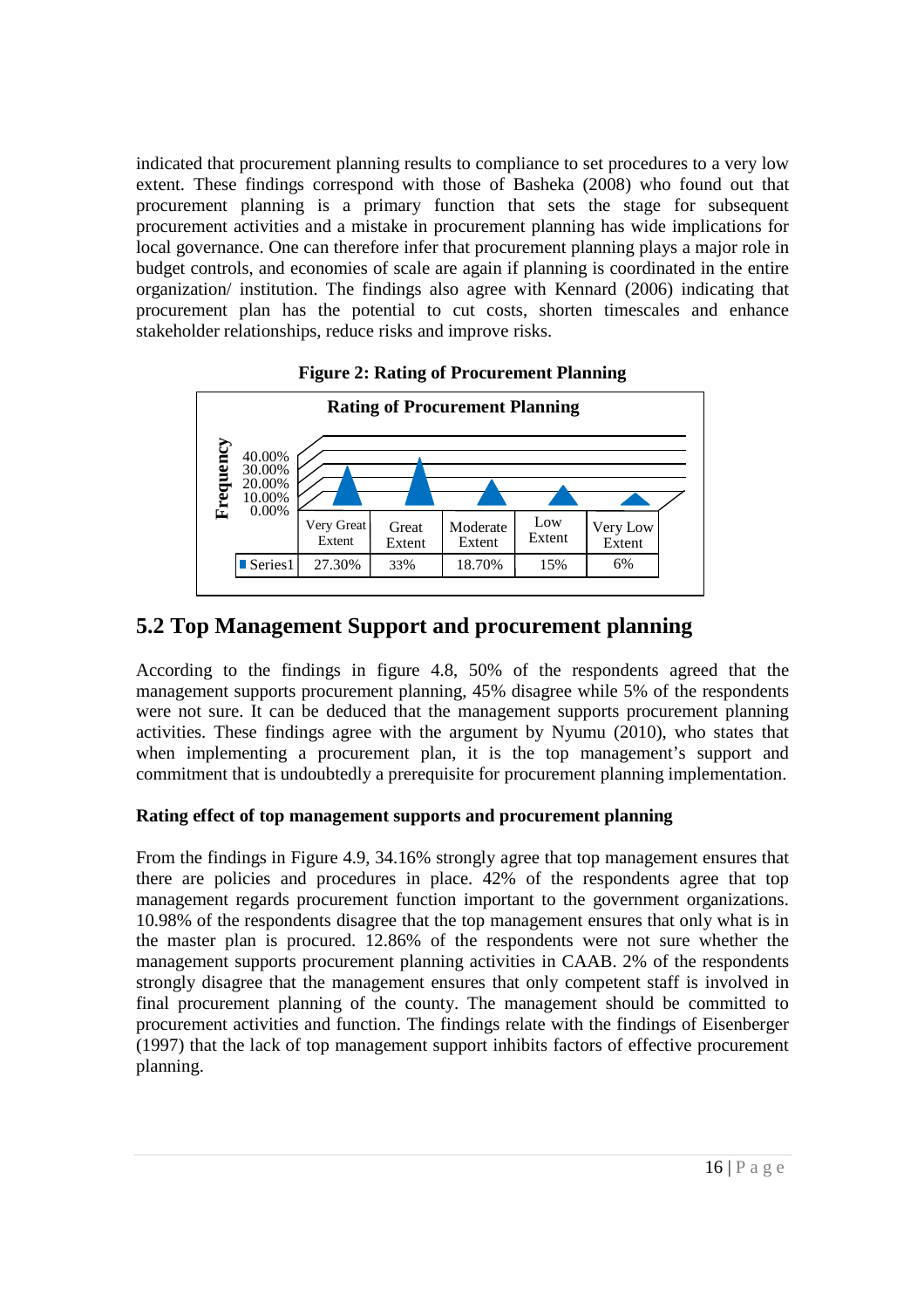indicated that procurement planning results to compliance to set procedures to a very low extent. These findings correspond with those of Basheka (2008) who found out that procurement planning is a primary function that sets the stage for subsequent procurement activities and a mistake in procurement planning has wide implications for local governance. One can therefore infer that procurement planning plays a major role in budget controls, and economies of scale are again if planning is coordinated in the entire organization/ institution. The findings also agree with Kennard (2006) indicating that procurement plan has the potential to cut costs, shorten timescales and enhance stakeholder relationships, reduce risks and improve risks.

**Figure 2: Rating of Procurement Planning**

Rating of Procurement Planning

Frequency

40.00%
30.00%
20.00%
10.00%
0.00%

Very Great Extent | Great Extent | Moderate Extent | Low Extent | Very Low Extent

Series1 | 27.30% | 33% | 18.70% | 15% | 6%

## 5.2 Top Management Support and procurement planning

According to the findings in figure 4.8, 50% of the respondents agreed that the management supports procurement planning, 45% disagree while 5% of the respondents were not sure. It can be deduced that the management supports procurement planning activities. These findings agree with the argument by Nyumu (2010), who states that when implementing a procurement plan, it is the top management's support and commitment that is undoubtedly a prerequisite for procurement planning implementation.

**Rating effect of top management supports and procurement planning**

From the findings in Figure 4.9, 34.16% strongly agree that top management ensures that there are policies and procedures in place. 42% of the respondents agree that top management regards procurement function important to the government organizations. 10.98% of the respondents disagree that the top management ensures that only what is in the master plan is procured. 12.86% of the respondents were not sure whether the management supports procurement planning activities in CAAB. 2% of the respondents strongly disagree that the management ensures that only competent staff is involved in final procurement planning of the county. The management should be committed to procurement activities and function. The findings relate with the findings of Eisenberger (1997) that the lack of top management support inhibits factors of effective procurement planning.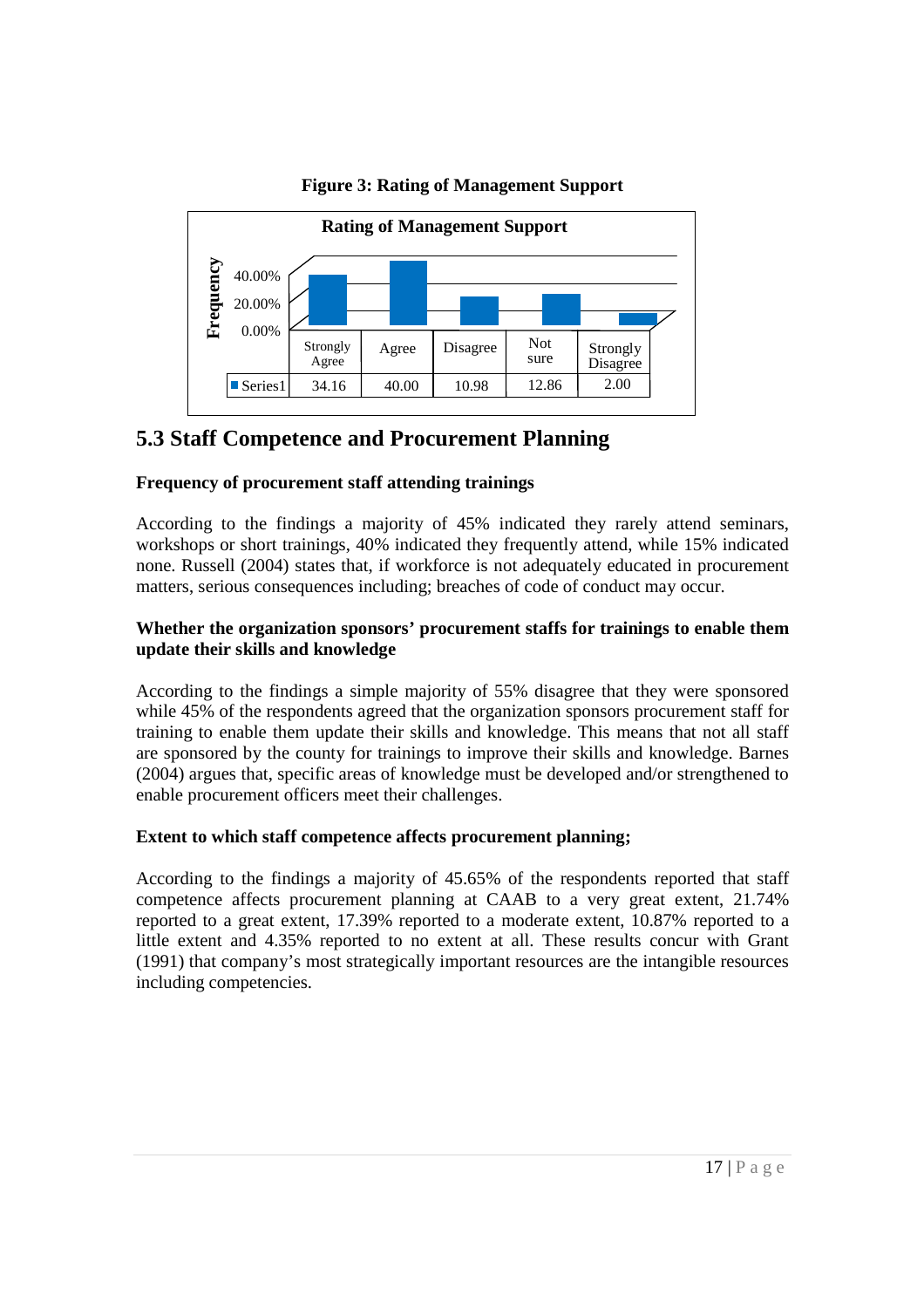**Figure 3: Rating of Management Support**

Rating of Management Support

Frequency

40.00%
20.00%
0.00%

Strongly Agree
Agree
Disagree
Not sure
Strongly Disagree

Series1
34.16
40.00
10.98
12.86
2.00

## 5.3 Staff Competence and Procurement Planning

**Frequency of procurement staff attending trainings**

According to the findings a majority of 45% indicated they rarely attend seminars, workshops or short trainings, 40% indicated they frequently attend, while 15% indicated none. Russell (2004) states that, if workforce is not adequately educated in procurement matters, serious consequences including; breaches of code of conduct may occur.

**Whether the organization sponsors' procurement staffs for trainings to enable them update their skills and knowledge**

According to the findings a simple majority of 55% disagree that they were sponsored while 45% of the respondents agreed that the organization sponsors procurement staff for training to enable them update their skills and knowledge. This means that not all staff are sponsored by the county for trainings to improve their skills and knowledge. Barnes (2004) argues that, specific areas of knowledge must be developed and/or strengthened to enable procurement officers meet their challenges.

**Extent to which staff competence affects procurement planning;**

According to the findings a majority of 45.65% of the respondents reported that staff competence affects procurement planning at CAAB to a very great extent, 21.74% reported to a great extent, 17.39% reported to a moderate extent, 10.87% reported to a little extent and 4.35% reported to no extent at all. These results concur with Grant (1991) that company's most strategically important resources are the intangible resources including competencies.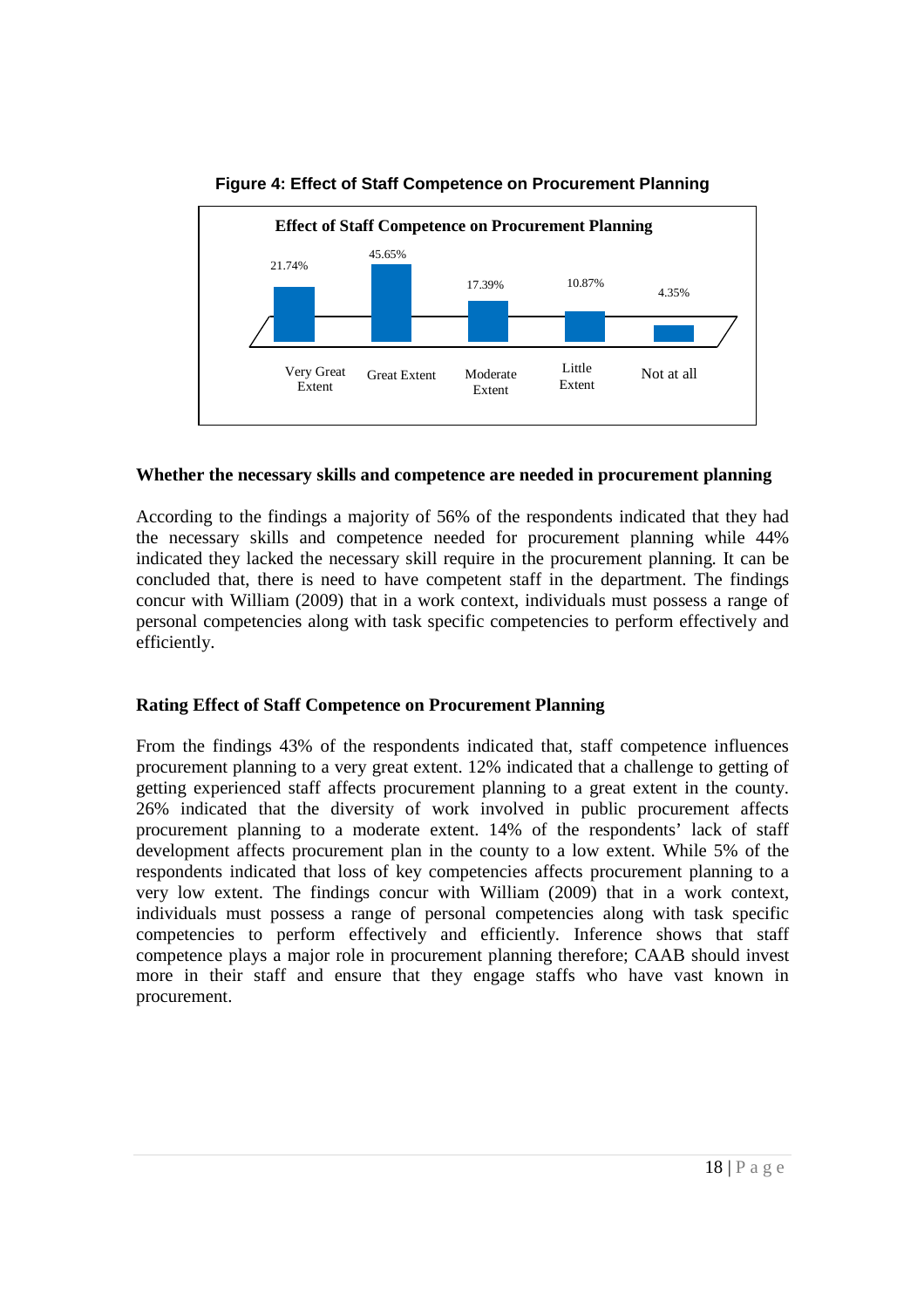**Figure 4: Effect of Staff Competence on Procurement Planning**

Effect of Staff Competence on Procurement Planning

21.74%
45.65%
17.39%
10.87%
4.35%

Very Great Extent
Great Extent
Moderate Extent
Little Extent
Not at all

### Whether the necessary skills and competence are needed in procurement planning

According to the findings a majority of 56% of the respondents indicated that they had the necessary skills and competence needed for procurement planning while 44% indicated they lacked the necessary skill require in the procurement planning. It can be concluded that, there is need to have competent staff in the department. The findings concur with William (2009) that in a work context, individuals must possess a range of personal competencies along with task specific competencies to perform effectively and efficiently.

### Rating Effect of Staff Competence on Procurement Planning

From the findings 43% of the respondents indicated that, staff competence influences procurement planning to a very great extent. 12% indicated that a challenge to getting of getting experienced staff affects procurement planning to a great extent in the county. 26% indicated that the diversity of work involved in public procurement affects procurement planning to a moderate extent. 14% of the respondents' lack of staff development affects procurement plan in the county to a low extent. While 5% of the respondents indicated that loss of key competencies affects procurement planning to a very low extent. The findings concur with William (2009) that in a work context, individuals must possess a range of personal competencies along with task specific competencies to perform effectively and efficiently. Inference shows that staff competence plays a major role in procurement planning therefore; CAAB should invest more in their staff and ensure that they engage staffs who have vast known in procurement.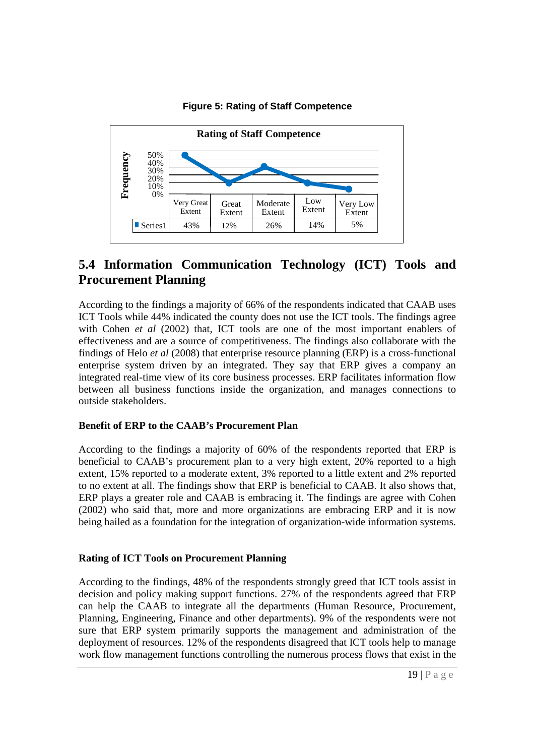**Figure 5: Rating of Staff Competence**

Rating of Staff Competence

Frequency

50%
40%
30%
20%
10%
0%

Very Great Extent | Great Extent | Moderate Extent | Low Extent | Very Low Extent

Series1 | 43% | 12% | 26% | 14% | 5%

## 5.4 Information Communication Technology (ICT) Tools and Procurement Planning

According to the findings a majority of 66% of the respondents indicated that CAAB uses ICT Tools while 44% indicated the county does not use the ICT tools. The findings agree with Cohen *et al* (2002) that, ICT tools are one of the most important enablers of effectiveness and are a source of competitiveness. The findings also collaborate with the findings of Helo *et al* (2008) that enterprise resource planning (ERP) is a cross-functional enterprise system driven by an integrated. They say that ERP gives a company an integrated real-time view of its core business processes. ERP facilitates information flow between all business functions inside the organization, and manages connections to outside stakeholders.

**Benefit of ERP to the CAAB's Procurement Plan**

According to the findings a majority of 60% of the respondents reported that ERP is beneficial to CAAB's procurement plan to a very high extent, 20% reported to a high extent, 15% reported to a moderate extent, 3% reported to a little extent and 2% reported to no extent at all. The findings show that ERP is beneficial to CAAB. It also shows that, ERP plays a greater role and CAAB is embracing it. The findings are agree with Cohen (2002) who said that, more and more organizations are embracing ERP and it is now being hailed as a foundation for the integration of organization-wide information systems.

**Rating of ICT Tools on Procurement Planning**

According to the findings, 48% of the respondents strongly greed that ICT tools assist in decision and policy making support functions. 27% of the respondents agreed that ERP can help the CAAB to integrate all the departments (Human Resource, Procurement, Planning, Engineering, Finance and other departments). 9% of the respondents were not sure that ERP system primarily supports the management and administration of the deployment of resources. 12% of the respondents disagreed that ICT tools help to manage work flow management functions controlling the numerous process flows that exist in the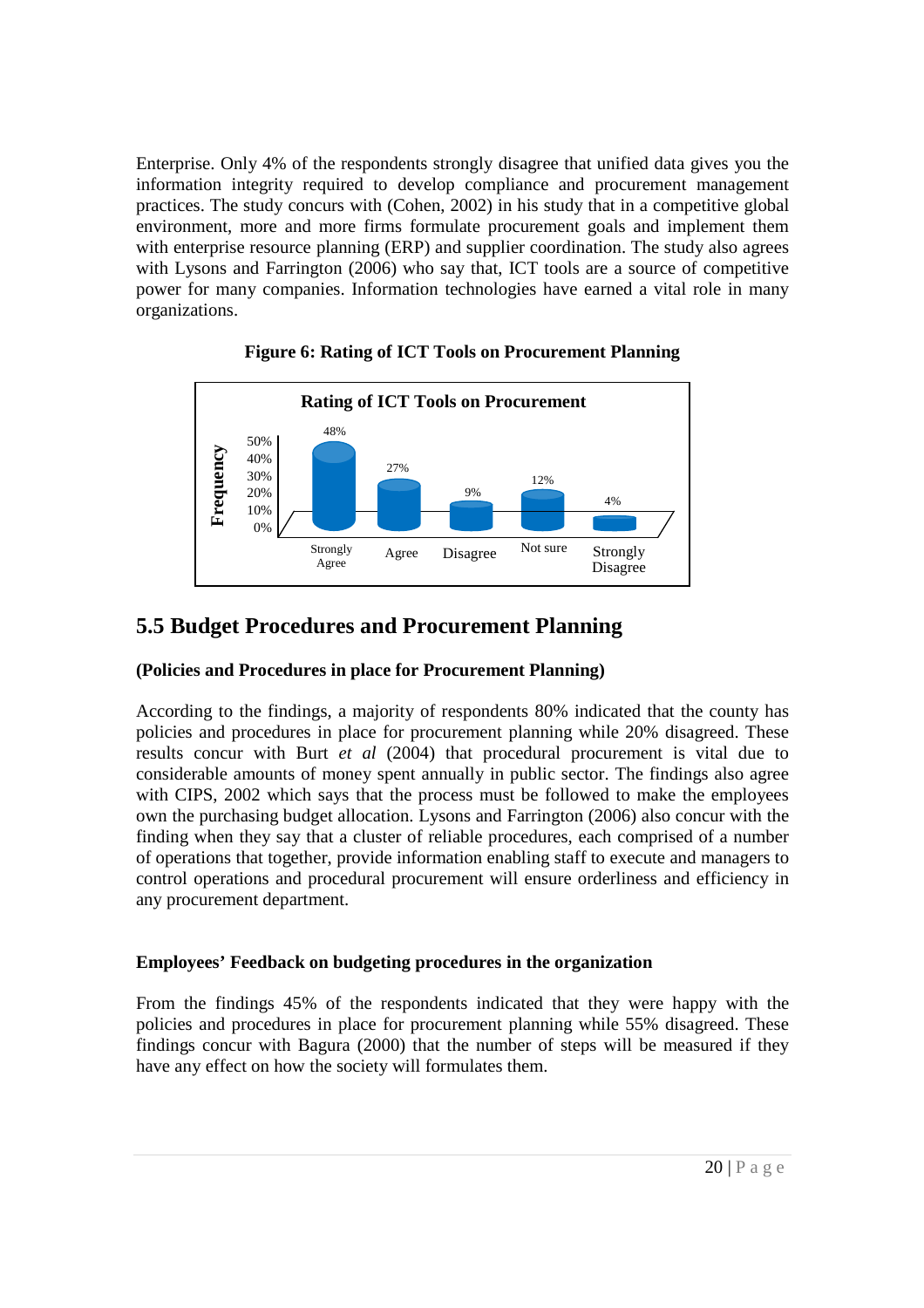Enterprise. Only 4% of the respondents strongly disagree that unified data gives you the information integrity required to develop compliance and procurement management practices. The study concurs with (Cohen, 2002) in his study that in a competitive global environment, more and more firms formulate procurement goals and implement them with enterprise resource planning (ERP) and supplier coordination. The study also agrees with Lysons and Farrington (2006) who say that, ICT tools are a source of competitive power for many companies. Information technologies have earned a vital role in many organizations.

**Figure 6: Rating of ICT Tools on Procurement Planning**

Rating of ICT Tools on Procurement

Frequency

50%
40%
30%
20%
10%
0%

48%
27%
9%
12%
4%

Strongly Agree
Agree
Disagree
Not sure
Strongly Disagree

## 5.5 Budget Procedures and Procurement Planning

### (Policies and Procedures in place for Procurement Planning)

According to the findings, a majority of respondents 80% indicated that the county has policies and procedures in place for procurement planning while 20% disagreed. These results concur with Burt *et al* (2004) that procedural procurement is vital due to considerable amounts of money spent annually in public sector. The findings also agree with CIPS, 2002 which says that the process must be followed to make the employees own the purchasing budget allocation. Lysons and Farrington (2006) also concur with the finding when they say that a cluster of reliable procedures, each comprised of a number of operations that together, provide information enabling staff to execute and managers to control operations and procedural procurement will ensure orderliness and efficiency in any procurement department.

### Employees' Feedback on budgeting procedures in the organization

From the findings 45% of the respondents indicated that they were happy with the policies and procedures in place for procurement planning while 55% disagreed. These findings concur with Bagura (2000) that the number of steps will be measured if they have any effect on how the society will formulates them.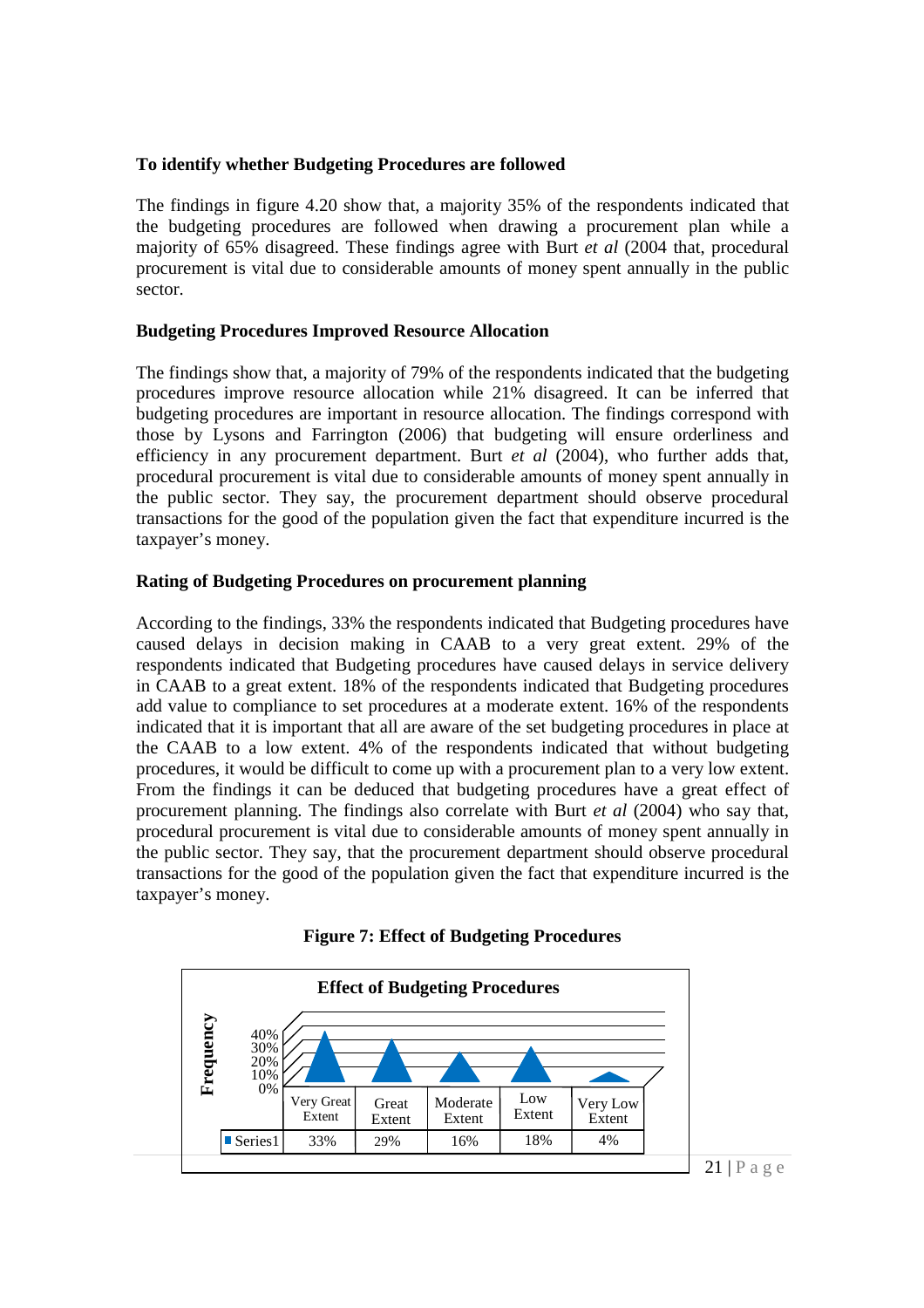**To identify whether Budgeting Procedures are followed**

The findings in figure 4.20 show that, a majority 35% of the respondents indicated that the budgeting procedures are followed when drawing a procurement plan while a majority of 65% disagreed. These findings agree with Burt *et al* (2004 that, procedural procurement is vital due to considerable amounts of money spent annually in the public sector.

**Budgeting Procedures Improved Resource Allocation**

The findings show that, a majority of 79% of the respondents indicated that the budgeting procedures improve resource allocation while 21% disagreed. It can be inferred that budgeting procedures are important in resource allocation. The findings correspond with those by Lysons and Farrington (2006) that budgeting will ensure orderliness and efficiency in any procurement department. Burt *et al* (2004), who further adds that, procedural procurement is vital due to considerable amounts of money spent annually in the public sector. They say, the procurement department should observe procedural transactions for the good of the population given the fact that expenditure incurred is the taxpayer's money.

**Rating of Budgeting Procedures on procurement planning**

According to the findings, 33% the respondents indicated that Budgeting procedures have caused delays in decision making in CAAB to a very great extent. 29% of the respondents indicated that Budgeting procedures have caused delays in service delivery in CAAB to a great extent. 18% of the respondents indicated that Budgeting procedures add value to compliance to set procedures at a moderate extent. 16% of the respondents indicated that it is important that all are aware of the set budgeting procedures in place at the CAAB to a low extent. 4% of the respondents indicated that without budgeting procedures, it would be difficult to come up with a procurement plan to a very low extent. From the findings it can be deduced that budgeting procedures have a great effect of procurement planning. The findings also correlate with Burt *et al* (2004) who say that, procedural procurement is vital due to considerable amounts of money spent annually in the public sector. They say, that the procurement department should observe procedural transactions for the good of the population given the fact that expenditure incurred is the taxpayer's money.

**Figure 7: Effect of Budgeting Procedures**

Effect of Budgeting Procedures

Frequency

40%
30%
20%
10%
0%

Very Great Extent
Great Extent
Moderate Extent
Low Extent
Very Low Extent

Series1
33%
29%
16%
18%
4%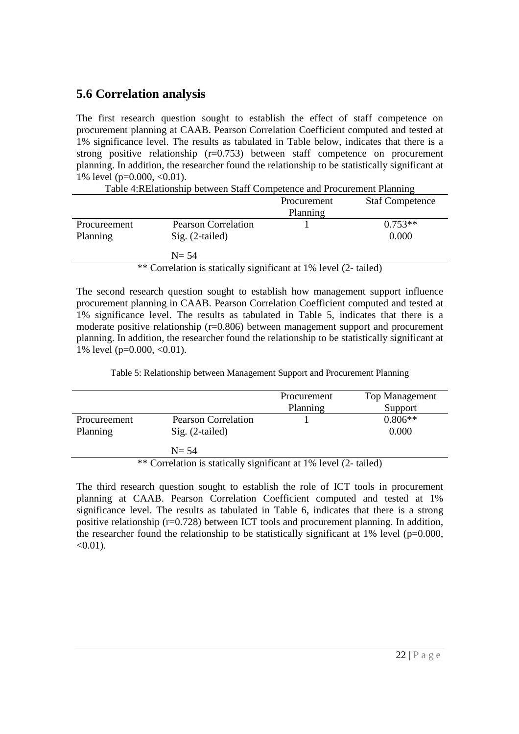## 5.6 Correlation analysis

The first research question sought to establish the effect of staff competence on procurement planning at CAAB. Pearson Correlation Coefficient computed and tested at 1% significance level. The results as tabulated in Table below, indicates that there is a strong positive relationship (r=0.753) between staff competence on procurement planning. In addition, the researcher found the relationship to be statistically significant at 1% level (p=0.000, <0.01).

Table 4:RElationship between Staff Competence and Procurement Planning

| | | Procurement Planning | Staf Competence |
|---|---|---|---|
| Procureement Planning | Pearson Correlation | 1 | 0.753** |
| | Sig. (2-tailed) | | 0.000 |
| | N= 54 | | |

** Correlation is statically significant at 1% level (2- tailed)

The second research question sought to establish how management support influence procurement planning in CAAB. Pearson Correlation Coefficient computed and tested at 1% significance level. The results as tabulated in Table 5, indicates that there is a moderate positive relationship (r=0.806) between management support and procurement planning. In addition, the researcher found the relationship to be statistically significant at 1% level (p=0.000, <0.01).

Table 5: Relationship between Management Support and Procurement Planning

| | | Procurement Planning | Top Management Support |
|---|---|---|---|
| Procureement Planning | Pearson Correlation | 1 | 0.806** |
| | Sig. (2-tailed) | | 0.000 |
| | N= 54 | | |

** Correlation is statically significant at 1% level (2- tailed)

The third research question sought to establish the role of ICT tools in procurement planning at CAAB. Pearson Correlation Coefficient computed and tested at 1% significance level. The results as tabulated in Table 6, indicates that there is a strong positive relationship (r=0.728) between ICT tools and procurement planning. In addition, the researcher found the relationship to be statistically significant at 1% level (p=0.000, <0.01).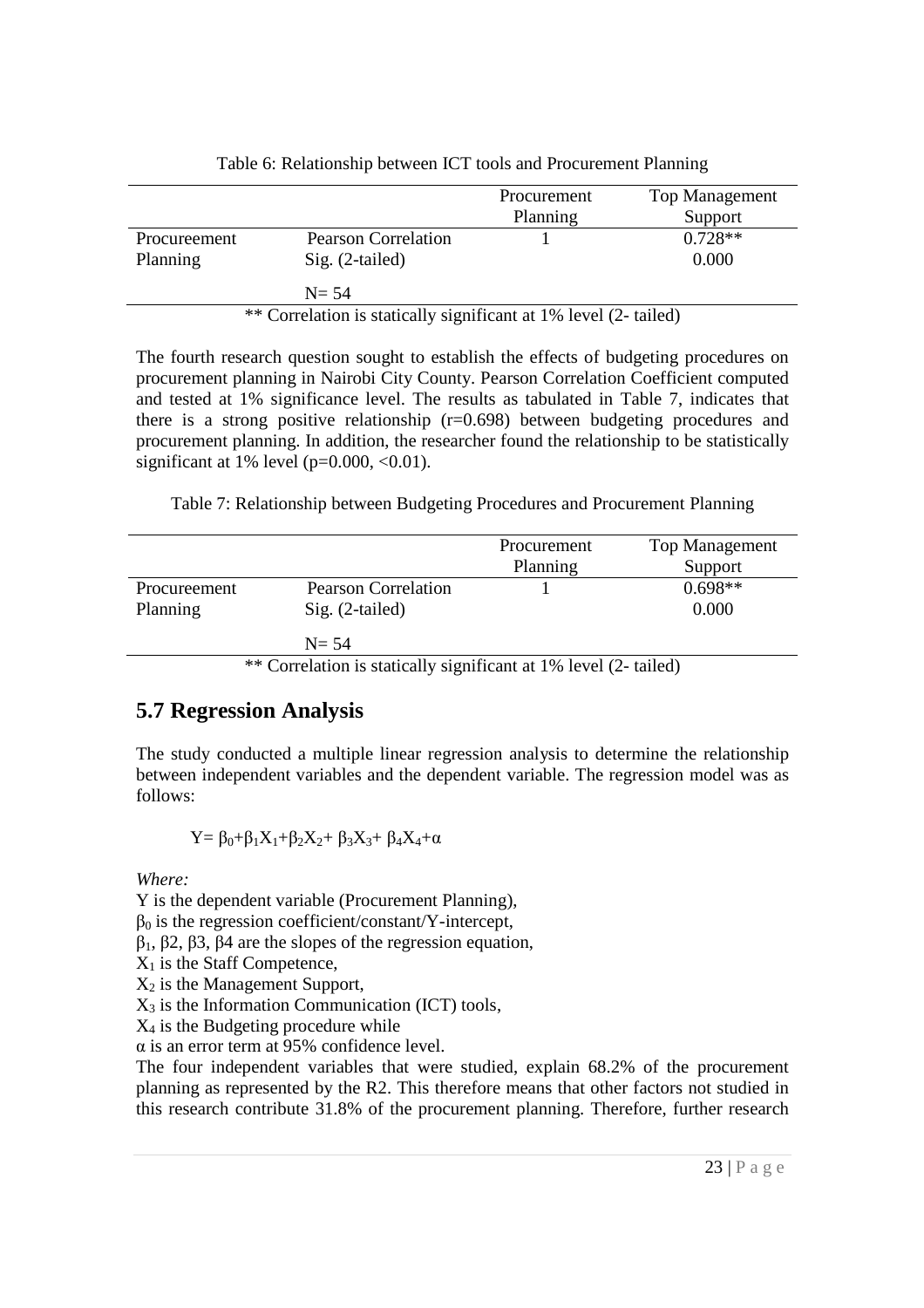Table 6: Relationship between ICT tools and Procurement Planning

| | | Procurement Planning | Top Management Support |
|---|---|---|---|
| Procureement Planning | Pearson Correlation | 1 | 0.728** |
| | Sig. (2-tailed) | | 0.000 |
| | N= 54 | | |

** Correlation is statically significant at 1% level (2- tailed)

The fourth research question sought to establish the effects of budgeting procedures on procurement planning in Nairobi City County. Pearson Correlation Coefficient computed and tested at 1% significance level. The results as tabulated in Table 7, indicates that there is a strong positive relationship (r=0.698) between budgeting procedures and procurement planning. In addition, the researcher found the relationship to be statistically significant at 1% level (p=0.000, <0.01).

Table 7: Relationship between Budgeting Procedures and Procurement Planning

| | | Procurement Planning | Top Management Support |
|---|---|---|---|
| Procureement Planning | Pearson Correlation | 1 | 0.698** |
| | Sig. (2-tailed) | | 0.000 |
| | N= 54 | | |

** Correlation is statically significant at 1% level (2- tailed)

## 5.7 Regression Analysis

The study conducted a multiple linear regression analysis to determine the relationship between independent variables and the dependent variable. The regression model was as follows:

$$Y= \beta_0+\beta_1X_1+\beta_2X_2+ \beta_3X_3+ \beta_4X_4+\alpha$$

*Where:*

Y is the dependent variable (Procurement Planning),
$\beta_0$ is the regression coefficient/constant/Y-intercept,
$\beta_1$, β2, β3, β4 are the slopes of the regression equation,
$X_1$ is the Staff Competence,
$X_2$ is the Management Support,
$X_3$ is the Information Communication (ICT) tools,
$X_4$ is the Budgeting procedure while
α is an error term at 95% confidence level.

The four independent variables that were studied, explain 68.2% of the procurement planning as represented by the R2. This therefore means that other factors not studied in this research contribute 31.8% of the procurement planning. Therefore, further research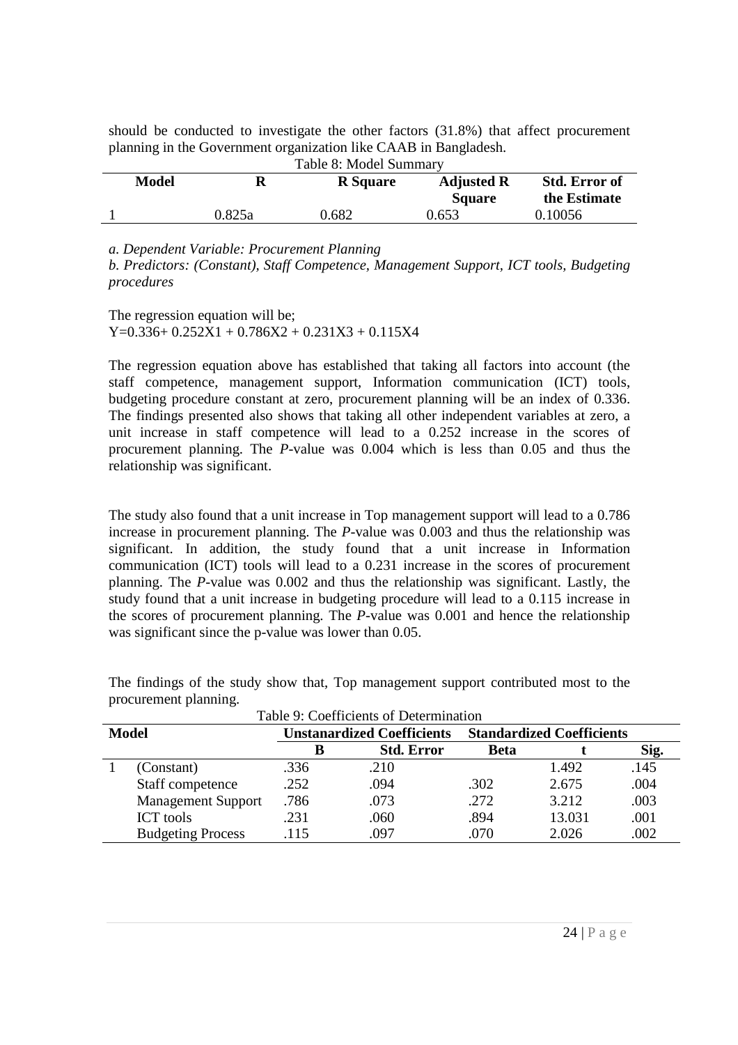should be conducted to investigate the other factors (31.8%) that affect procurement planning in the Government organization like CAAB in Bangladesh.

Table 8: Model Summary

| Model | R | R Square | Adjusted R Square | Std. Error of the Estimate |
|---|---|---|---|---|
| 1 | 0.825a | 0.682 | 0.653 | 0.10056 |

*a. Dependent Variable: Procurement Planning*

*b. Predictors: (Constant), Staff Competence, Management Support, ICT tools, Budgeting procedures*

The regression equation will be;

$Y=0.336+ 0.252X1 + 0.786X2 + 0.231X3 + 0.115X4$

The regression equation above has established that taking all factors into account (the staff competence, management support, Information communication (ICT) tools, budgeting procedure constant at zero, procurement planning will be an index of 0.336. The findings presented also shows that taking all other independent variables at zero, a unit increase in staff competence will lead to a 0.252 increase in the scores of procurement planning. The *P*-value was 0.004 which is less than 0.05 and thus the relationship was significant.

The study also found that a unit increase in Top management support will lead to a 0.786 increase in procurement planning. The *P*-value was 0.003 and thus the relationship was significant. In addition, the study found that a unit increase in Information communication (ICT) tools will lead to a 0.231 increase in the scores of procurement planning. The *P*-value was 0.002 and thus the relationship was significant. Lastly, the study found that a unit increase in budgeting procedure will lead to a 0.115 increase in the scores of procurement planning. The *P*-value was 0.001 and hence the relationship was significant since the p-value was lower than 0.05.

The findings of the study show that, Top management support contributed most to the procurement planning.

Table 9: Coefficients of Determination

| Model | | Unstanardized Coefficients | | Standardized Coefficients | | |
|---|---|---|---|---|---|---|
| | | B | Std. Error | Beta | t | Sig. |
| 1 | (Constant) | .336 | .210 | | 1.492 | .145 |
| | Staff competence | .252 | .094 | .302 | 2.675 | .004 |
| | Management Support | .786 | .073 | .272 | 3.212 | .003 |
| | ICT tools | .231 | .060 | .894 | 13.031 | .001 |
| | Budgeting Process | .115 | .097 | .070 | 2.026 | .002 |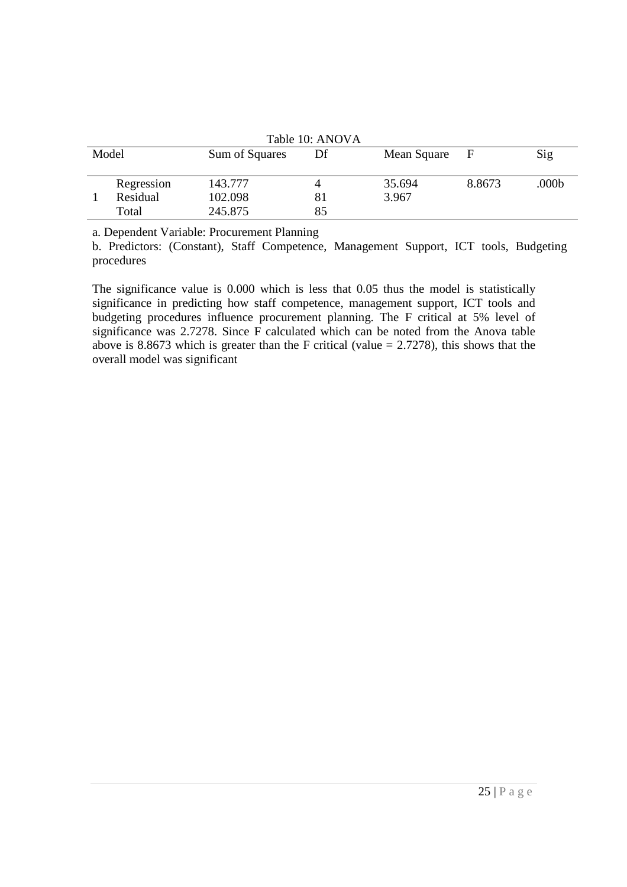Table 10: ANOVA

| Model | | Sum of Squares | Df | Mean Square | F | Sig |
|---|---|---|---|---|---|---|
| 1 | Regression | 143.777 | 4 | 35.694 | 8.8673 | .000b |
| | Residual | 102.098 | 81 | 3.967 | | |
| | Total | 245.875 | 85 | | | |

a. Dependent Variable: Procurement Planning

b. Predictors: (Constant), Staff Competence, Management Support, ICT tools, Budgeting procedures

The significance value is 0.000 which is less that 0.05 thus the model is statistically significance in predicting how staff competence, management support, ICT tools and budgeting procedures influence procurement planning. The F critical at 5% level of significance was 2.7278. Since F calculated which can be noted from the Anova table above is 8.8673 which is greater than the F critical (value = 2.7278), this shows that the overall model was significant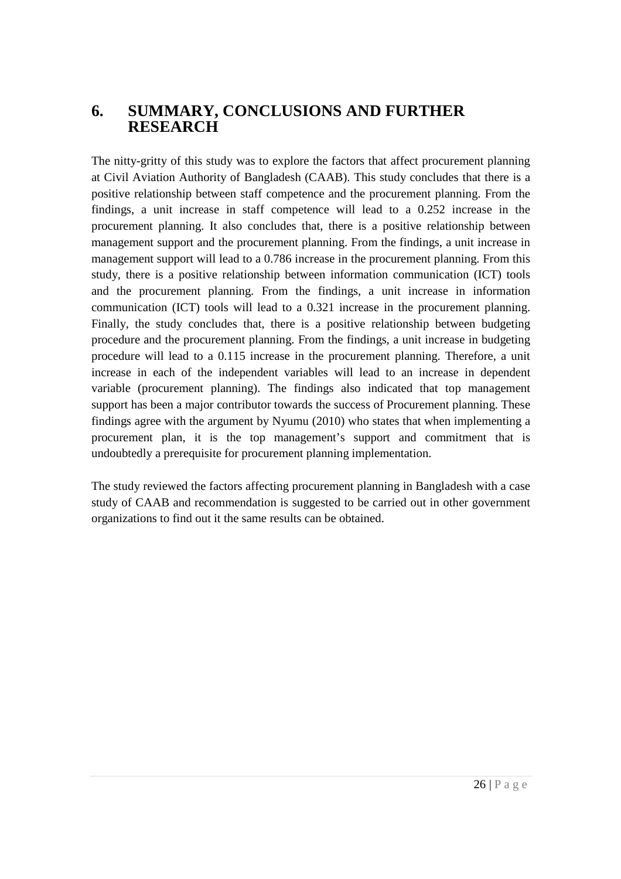# 6. SUMMARY, CONCLUSIONS AND FURTHER RESEARCH

The nitty-gritty of this study was to explore the factors that affect procurement planning at Civil Aviation Authority of Bangladesh (CAAB). This study concludes that there is a positive relationship between staff competence and the procurement planning. From the findings, a unit increase in staff competence will lead to a 0.252 increase in the procurement planning. It also concludes that, there is a positive relationship between management support and the procurement planning. From the findings, a unit increase in management support will lead to a 0.786 increase in the procurement planning. From this study, there is a positive relationship between information communication (ICT) tools and the procurement planning. From the findings, a unit increase in information communication (ICT) tools will lead to a 0.321 increase in the procurement planning. Finally, the study concludes that, there is a positive relationship between budgeting procedure and the procurement planning. From the findings, a unit increase in budgeting procedure will lead to a 0.115 increase in the procurement planning. Therefore, a unit increase in each of the independent variables will lead to an increase in dependent variable (procurement planning). The findings also indicated that top management support has been a major contributor towards the success of Procurement planning. These findings agree with the argument by Nyumu (2010) who states that when implementing a procurement plan, it is the top management's support and commitment that is undoubtedly a prerequisite for procurement planning implementation.

The study reviewed the factors affecting procurement planning in Bangladesh with a case study of CAAB and recommendation is suggested to be carried out in other government organizations to find out it the same results can be obtained.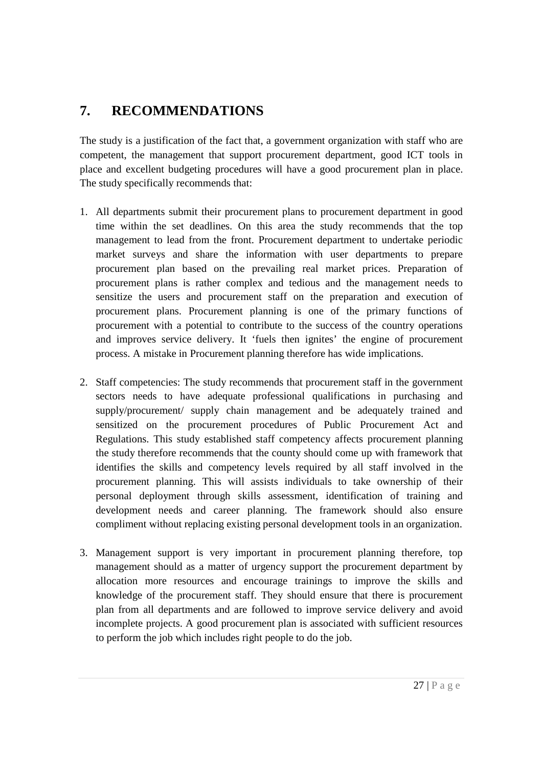# 7. RECOMMENDATIONS

The study is a justification of the fact that, a government organization with staff who are competent, the management that support procurement department, good ICT tools in place and excellent budgeting procedures will have a good procurement plan in place. The study specifically recommends that:

1. All departments submit their procurement plans to procurement department in good time within the set deadlines. On this area the study recommends that the top management to lead from the front. Procurement department to undertake periodic market surveys and share the information with user departments to prepare procurement plan based on the prevailing real market prices. Preparation of procurement plans is rather complex and tedious and the management needs to sensitize the users and procurement staff on the preparation and execution of procurement plans. Procurement planning is one of the primary functions of procurement with a potential to contribute to the success of the country operations and improves service delivery. It 'fuels then ignites' the engine of procurement process. A mistake in Procurement planning therefore has wide implications.

2. Staff competencies: The study recommends that procurement staff in the government sectors needs to have adequate professional qualifications in purchasing and supply/procurement/ supply chain management and be adequately trained and sensitized on the procurement procedures of Public Procurement Act and Regulations. This study established staff competency affects procurement planning the study therefore recommends that the county should come up with framework that identifies the skills and competency levels required by all staff involved in the procurement planning. This will assists individuals to take ownership of their personal deployment through skills assessment, identification of training and development needs and career planning. The framework should also ensure compliment without replacing existing personal development tools in an organization.

3. Management support is very important in procurement planning therefore, top management should as a matter of urgency support the procurement department by allocation more resources and encourage trainings to improve the skills and knowledge of the procurement staff. They should ensure that there is procurement plan from all departments and are followed to improve service delivery and avoid incomplete projects. A good procurement plan is associated with sufficient resources to perform the job which includes right people to do the job.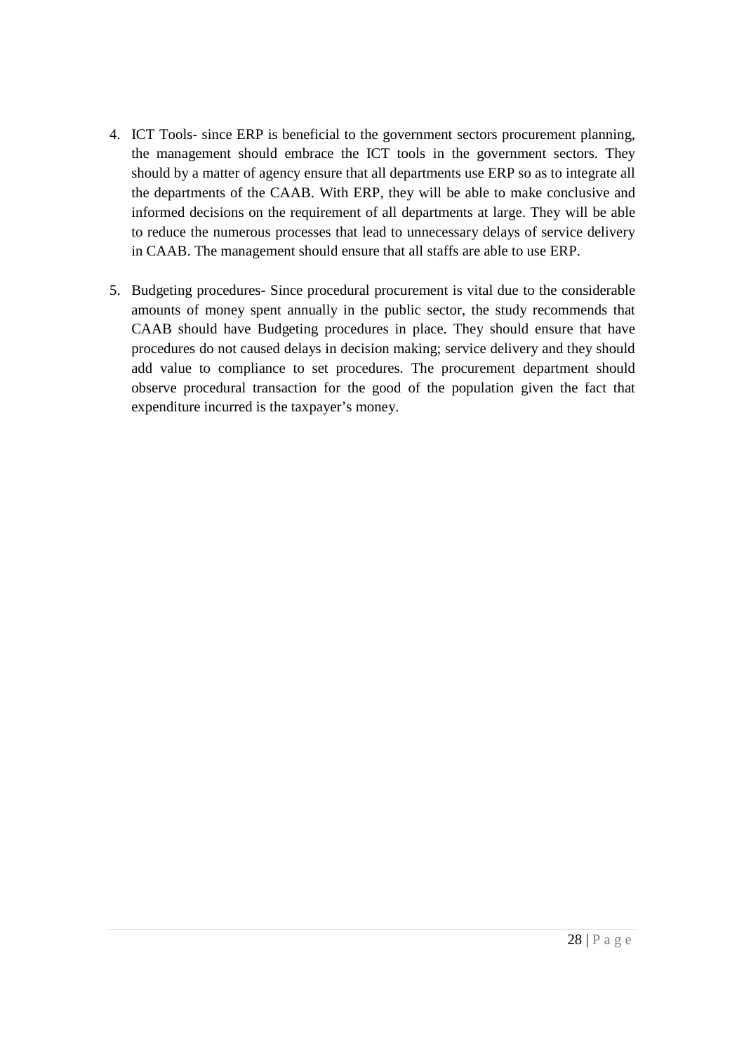4. ICT Tools- since ERP is beneficial to the government sectors procurement planning, the management should embrace the ICT tools in the government sectors. They should by a matter of agency ensure that all departments use ERP so as to integrate all the departments of the CAAB. With ERP, they will be able to make conclusive and informed decisions on the requirement of all departments at large. They will be able to reduce the numerous processes that lead to unnecessary delays of service delivery in CAAB. The management should ensure that all staffs are able to use ERP.

5. Budgeting procedures- Since procedural procurement is vital due to the considerable amounts of money spent annually in the public sector, the study recommends that CAAB should have Budgeting procedures in place. They should ensure that have procedures do not caused delays in decision making; service delivery and they should add value to compliance to set procedures. The procurement department should observe procedural transaction for the good of the population given the fact that expenditure incurred is the taxpayer's money.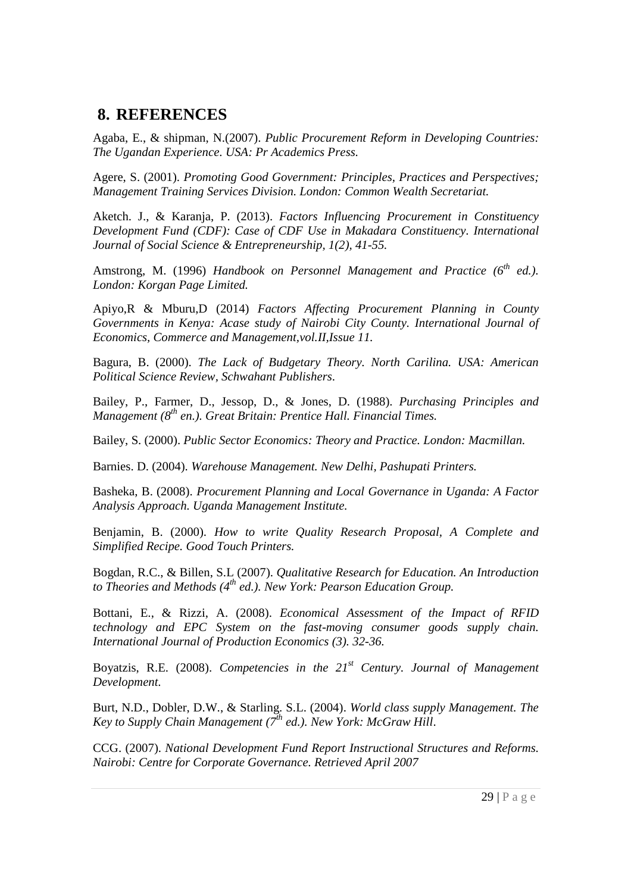## 8. REFERENCES

Agaba, E., & shipman, N.(2007). *Public Procurement Reform in Developing Countries: The Ugandan Experience. USA: Pr Academics Press.*

Agere, S. (2001). *Promoting Good Government: Principles, Practices and Perspectives; Management Training Services Division. London: Common Wealth Secretariat.*

Aketch. J., & Karanja, P. (2013). *Factors Influencing Procurement in Constituency Development Fund (CDF): Case of CDF Use in Makadara Constituency. International Journal of Social Science & Entrepreneurship, 1(2), 41-55.*

Amstrong, M. (1996) *Handbook on Personnel Management and Practice (6th ed.). London: Korgan Page Limited.*

Apiyo,R & Mburu,D (2014) *Factors Affecting Procurement Planning in County Governments in Kenya: Acase study of Nairobi City County. International Journal of Economics, Commerce and Management,vol.II,Issue 11.*

Bagura, B. (2000). *The Lack of Budgetary Theory. North Carilina. USA: American Political Science Review, Schwahant Publishers.*

Bailey, P., Farmer, D., Jessop, D., & Jones, D. (1988). *Purchasing Principles and Management (8th en.). Great Britain: Prentice Hall. Financial Times.*

Bailey, S. (2000). *Public Sector Economics: Theory and Practice. London: Macmillan.*

Barnies. D. (2004). *Warehouse Management. New Delhi, Pashupati Printers.*

Basheka, B. (2008). *Procurement Planning and Local Governance in Uganda: A Factor Analysis Approach. Uganda Management Institute.*

Benjamin, B. (2000). *How to write Quality Research Proposal, A Complete and Simplified Recipe. Good Touch Printers.*

Bogdan, R.C., & Billen, S.L (2007). *Qualitative Research for Education. An Introduction to Theories and Methods (4th ed.). New York: Pearson Education Group.*

Bottani, E., & Rizzi, A. (2008). *Economical Assessment of the Impact of RFID technology and EPC System on the fast-moving consumer goods supply chain. International Journal of Production Economics (3). 32-36.*

Boyatzis, R.E. (2008). *Competencies in the 21st Century. Journal of Management Development.*

Burt, N.D., Dobler, D.W., & Starling. S.L. (2004). *World class supply Management. The Key to Supply Chain Management (7th ed.). New York: McGraw Hill.*

CCG. (2007). *National Development Fund Report Instructional Structures and Reforms. Nairobi: Centre for Corporate Governance. Retrieved April 2007*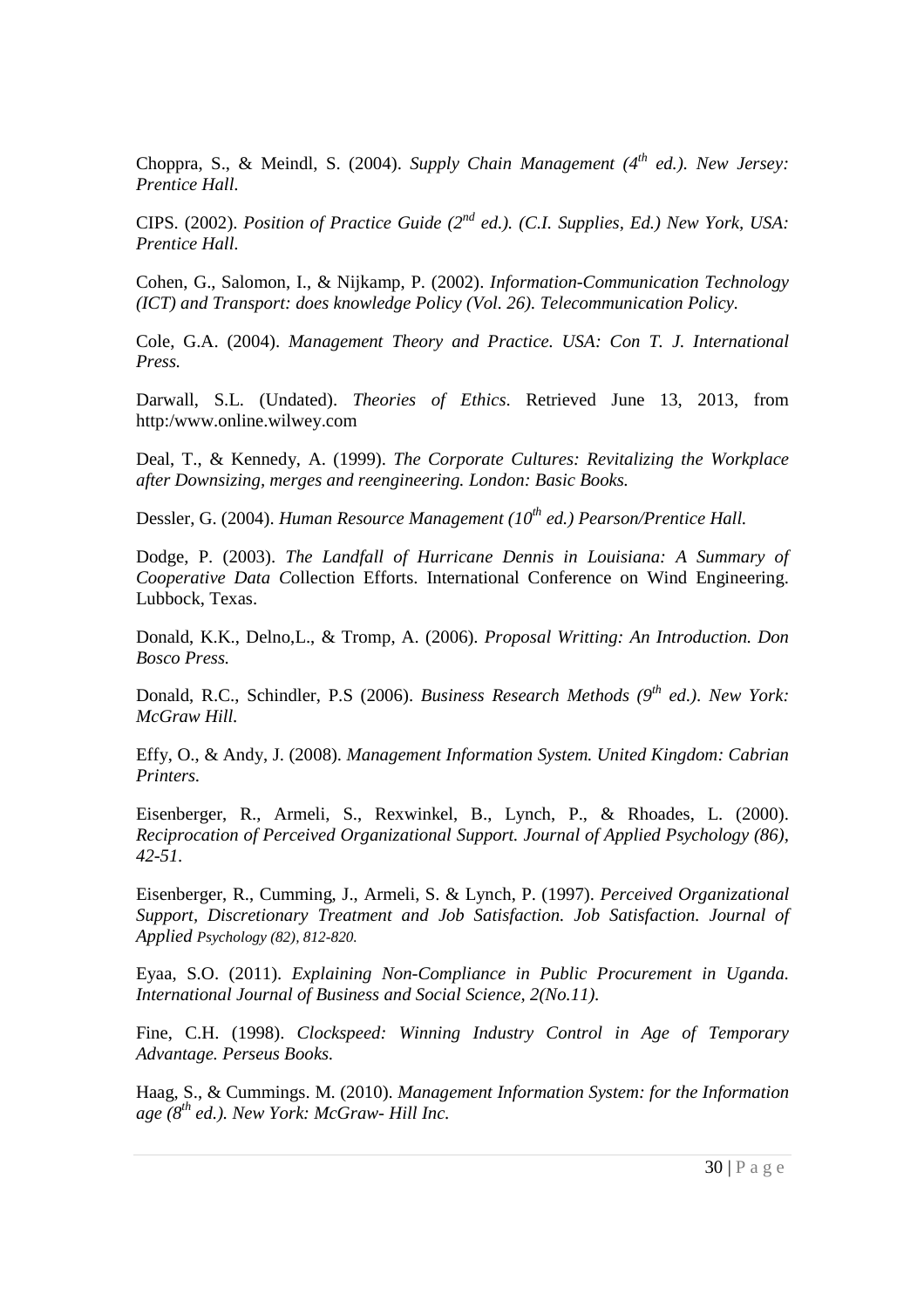Choppra, S., & Meindl, S. (2004). *Supply Chain Management (4th ed.). New Jersey: Prentice Hall.*

CIPS. (2002). *Position of Practice Guide (2nd ed.). (C.I. Supplies, Ed.) New York, USA: Prentice Hall.*

Cohen, G., Salomon, I., & Nijkamp, P. (2002). *Information-Communication Technology (ICT) and Transport: does knowledge Policy (Vol. 26). Telecommunication Policy.*

Cole, G.A. (2004). *Management Theory and Practice. USA: Con T. J. International Press.*

Darwall, S.L. (Undated). *Theories of Ethics*. Retrieved June 13, 2013, from http:/www.online.wilwey.com

Deal, T., & Kennedy, A. (1999). *The Corporate Cultures: Revitalizing the Workplace after Downsizing, merges and reengineering. London: Basic Books.*

Dessler, G. (2004). *Human Resource Management (10th ed.) Pearson/Prentice Hall.*

Dodge, P. (2003). *The Landfall of Hurricane Dennis in Louisiana: A Summary of Cooperative Data C*ollection Efforts. International Conference on Wind Engineering. Lubbock, Texas.

Donald, K.K., Delno,L., & Tromp, A. (2006). *Proposal Writting: An Introduction. Don Bosco Press.*

Donald, R.C., Schindler, P.S (2006). *Business Research Methods (9th ed.). New York: McGraw Hill.*

Effy, O., & Andy, J. (2008). *Management Information System. United Kingdom: Cabrian Printers.*

Eisenberger, R., Armeli, S., Rexwinkel, B., Lynch, P., & Rhoades, L. (2000). *Reciprocation of Perceived Organizational Support. Journal of Applied Psychology (86), 42-51.*

Eisenberger, R., Cumming, J., Armeli, S. & Lynch, P. (1997). *Perceived Organizational Support, Discretionary Treatment and Job Satisfaction. Job Satisfaction. Journal of Applied Psychology (82), 812-820.*

Eyaa, S.O. (2011). *Explaining Non-Compliance in Public Procurement in Uganda. International Journal of Business and Social Science, 2(No.11).*

Fine, C.H. (1998). *Clockspeed: Winning Industry Control in Age of Temporary Advantage. Perseus Books.*

Haag, S., & Cummings. M. (2010). *Management Information System: for the Information age (8th ed.). New York: McGraw- Hill Inc.*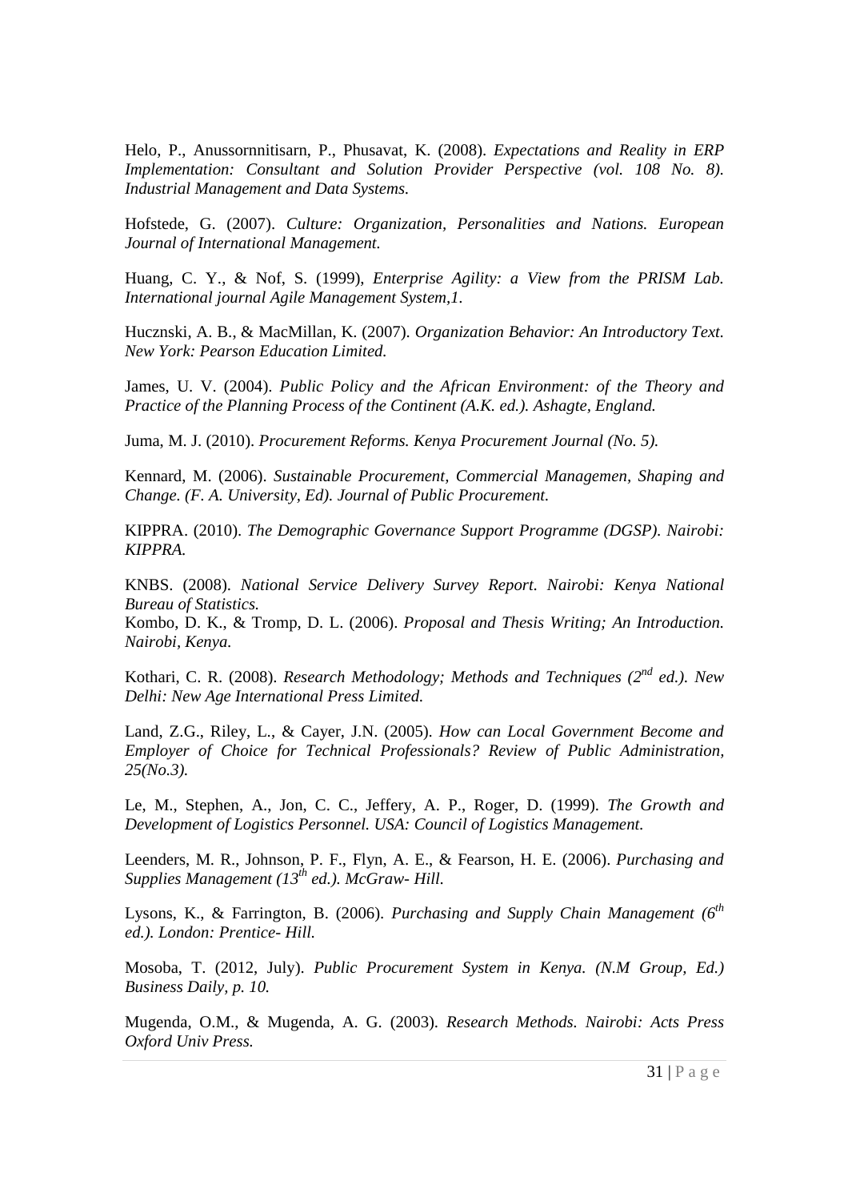Helo, P., Anussornnitisarn, P., Phusavat, K. (2008). *Expectations and Reality in ERP Implementation: Consultant and Solution Provider Perspective (vol. 108 No. 8). Industrial Management and Data Systems.*

Hofstede, G. (2007). *Culture: Organization, Personalities and Nations. European Journal of International Management.*

Huang, C. Y., & Nof, S. (1999), *Enterprise Agility: a View from the PRISM Lab. International journal Agile Management System,1.*

Hucznski, A. B., & MacMillan, K. (2007). *Organization Behavior: An Introductory Text. New York: Pearson Education Limited.*

James, U. V. (2004). *Public Policy and the African Environment: of the Theory and Practice of the Planning Process of the Continent (A.K. ed.). Ashagte, England.*

Juma, M. J. (2010). *Procurement Reforms. Kenya Procurement Journal (No. 5).*

Kennard, M. (2006). *Sustainable Procurement, Commercial Managemen, Shaping and Change. (F. A. University, Ed). Journal of Public Procurement.*

KIPPRA. (2010). *The Demographic Governance Support Programme (DGSP). Nairobi: KIPPRA.*

KNBS. (2008). *National Service Delivery Survey Report. Nairobi: Kenya National Bureau of Statistics.*

Kombo, D. K., & Tromp, D. L. (2006). *Proposal and Thesis Writing; An Introduction. Nairobi, Kenya.*

Kothari, C. R. (2008). *Research Methodology; Methods and Techniques (2nd ed.). New Delhi: New Age International Press Limited.*

Land, Z.G., Riley, L., & Cayer, J.N. (2005). *How can Local Government Become and Employer of Choice for Technical Professionals? Review of Public Administration, 25(No.3).*

Le, M., Stephen, A., Jon, C. C., Jeffery, A. P., Roger, D. (1999). *The Growth and Development of Logistics Personnel. USA: Council of Logistics Management.*

Leenders, M. R., Johnson, P. F., Flyn, A. E., & Fearson, H. E. (2006). *Purchasing and Supplies Management (13th ed.). McGraw- Hill.*

Lysons, K., & Farrington, B. (2006). *Purchasing and Supply Chain Management (6th ed.). London: Prentice- Hill.*

Mosoba, T. (2012, July). *Public Procurement System in Kenya. (N.M Group, Ed.) Business Daily, p. 10.*

Mugenda, O.M., & Mugenda, A. G. (2003). *Research Methods. Nairobi: Acts Press Oxford Univ Press.*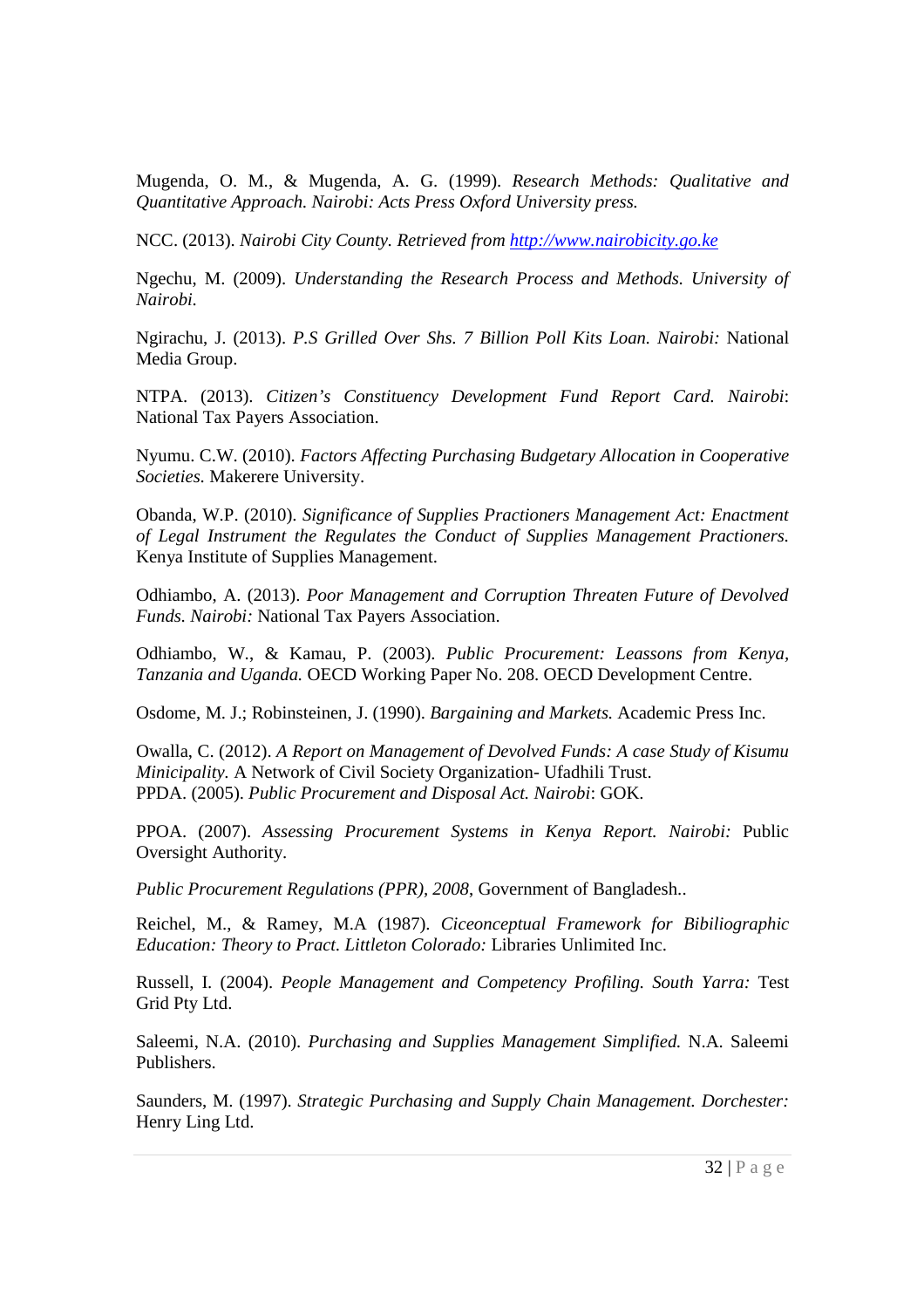Mugenda, O. M., & Mugenda, A. G. (1999). *Research Methods: Qualitative and Quantitative Approach. Nairobi: Acts Press Oxford University press.*

NCC. (2013). *Nairobi City County. Retrieved from* [http://www.nairobicity.go.ke](http://www.nairobicity.go.ke)

Ngechu, M. (2009). *Understanding the Research Process and Methods. University of Nairobi.*

Ngirachu, J. (2013). *P.S Grilled Over Shs. 7 Billion Poll Kits Loan. Nairobi:* National Media Group.

NTPA. (2013). *Citizen's Constituency Development Fund Report Card. Nairobi*: National Tax Payers Association.

Nyumu. C.W. (2010). *Factors Affecting Purchasing Budgetary Allocation in Cooperative Societies.* Makerere University.

Obanda, W.P. (2010). *Significance of Supplies Practioners Management Act: Enactment of Legal Instrument the Regulates the Conduct of Supplies Management Practioners.* Kenya Institute of Supplies Management.

Odhiambo, A. (2013). *Poor Management and Corruption Threaten Future of Devolved Funds. Nairobi:* National Tax Payers Association.

Odhiambo, W., & Kamau, P. (2003). *Public Procurement: Leassons from Kenya, Tanzania and Uganda.* OECD Working Paper No. 208. OECD Development Centre.

Osdome, M. J.; Robinsteinen, J. (1990). *Bargaining and Markets.* Academic Press Inc.

Owalla, C. (2012). *A Report on Management of Devolved Funds: A case Study of Kisumu Minicipality.* A Network of Civil Society Organization- Ufadhili Trust.
PPDA. (2005). *Public Procurement and Disposal Act. Nairobi*: GOK.

PPOA. (2007). *Assessing Procurement Systems in Kenya Report. Nairobi:* Public Oversight Authority.

*Public Procurement Regulations (PPR), 2008*, Government of Bangladesh..

Reichel, M., & Ramey, M.A (1987). *Ciceonceptual Framework for Bibiliographic Education: Theory to Pract. Littleton Colorado:* Libraries Unlimited Inc.

Russell, I. (2004). *People Management and Competency Profiling. South Yarra:* Test Grid Pty Ltd.

Saleemi, N.A. (2010). *Purchasing and Supplies Management Simplified.* N.A. Saleemi Publishers.

Saunders, M. (1997). *Strategic Purchasing and Supply Chain Management. Dorchester:* Henry Ling Ltd.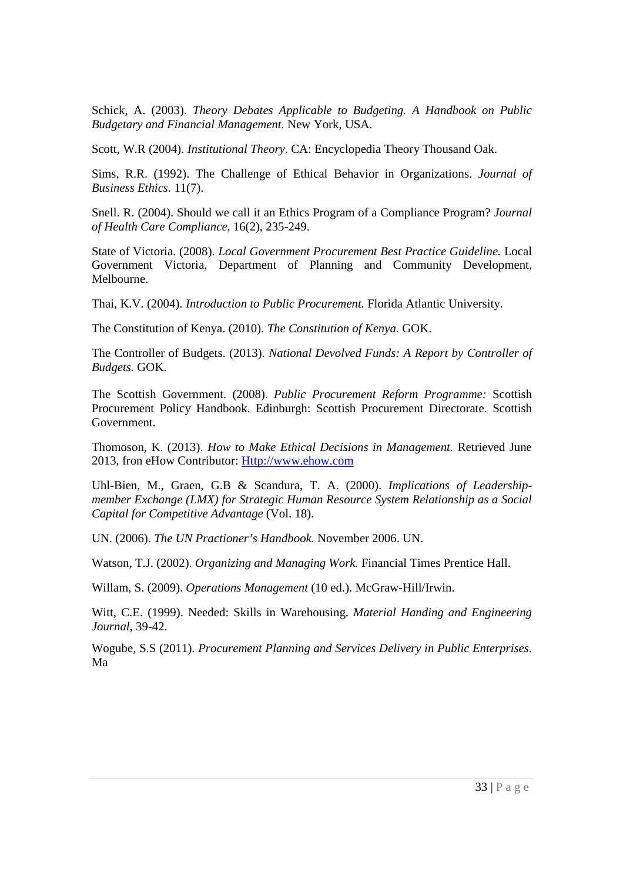Schick, A. (2003). *Theory Debates Applicable to Budgeting. A Handbook on Public Budgetary and Financial Management.* New York, USA.

Scott, W.R (2004). *Institutional Theory*. CA: Encyclopedia Theory Thousand Oak.

Sims, R.R. (1992). The Challenge of Ethical Behavior in Organizations. *Journal of Business Ethics.* 11(7).

Snell. R. (2004). Should we call it an Ethics Program of a Compliance Program? *Journal of Health Care Compliance,* 16(2), 235-249.

State of Victoria. (2008). *Local Government Procurement Best Practice Guideline.* Local Government Victoria, Department of Planning and Community Development, Melbourne.

Thai, K.V. (2004). *Introduction to Public Procurement.* Florida Atlantic University.

The Constitution of Kenya. (2010). *The Constitution of Kenya.* GOK.

The Controller of Budgets. (2013). *National Devolved Funds: A Report by Controller of Budgets.* GOK.

The Scottish Government. (2008). *Public Procurement Reform Programme:* Scottish Procurement Policy Handbook. Edinburgh: Scottish Procurement Directorate. Scottish Government.

Thomoson, K. (2013). *How to Make Ethical Decisions in Management.* Retrieved June 2013, fron eHow Contributor: [Http://www.ehow.com](Http://www.ehow.com)

Uhl-Bien, M., Graen, G.B & Scandura, T. A. (2000). *Implications of Leadership-member Exchange (LMX) for Strategic Human Resource System Relationship as a Social Capital for Competitive Advantage* (Vol. 18).

UN. (2006). *The UN Practioner's Handbook.* November 2006. UN.

Watson, T.J. (2002). *Organizing and Managing Work.* Financial Times Prentice Hall.

Willam, S. (2009). *Operations Management* (10 ed.). McGraw-Hill/Irwin.

Witt, C.E. (1999). Needed: Skills in Warehousing. *Material Handing and Engineering Journal*, 39-42.

Wogube, S.S (2011). *Procurement Planning and Services Delivery in Public Enterprises*. Ma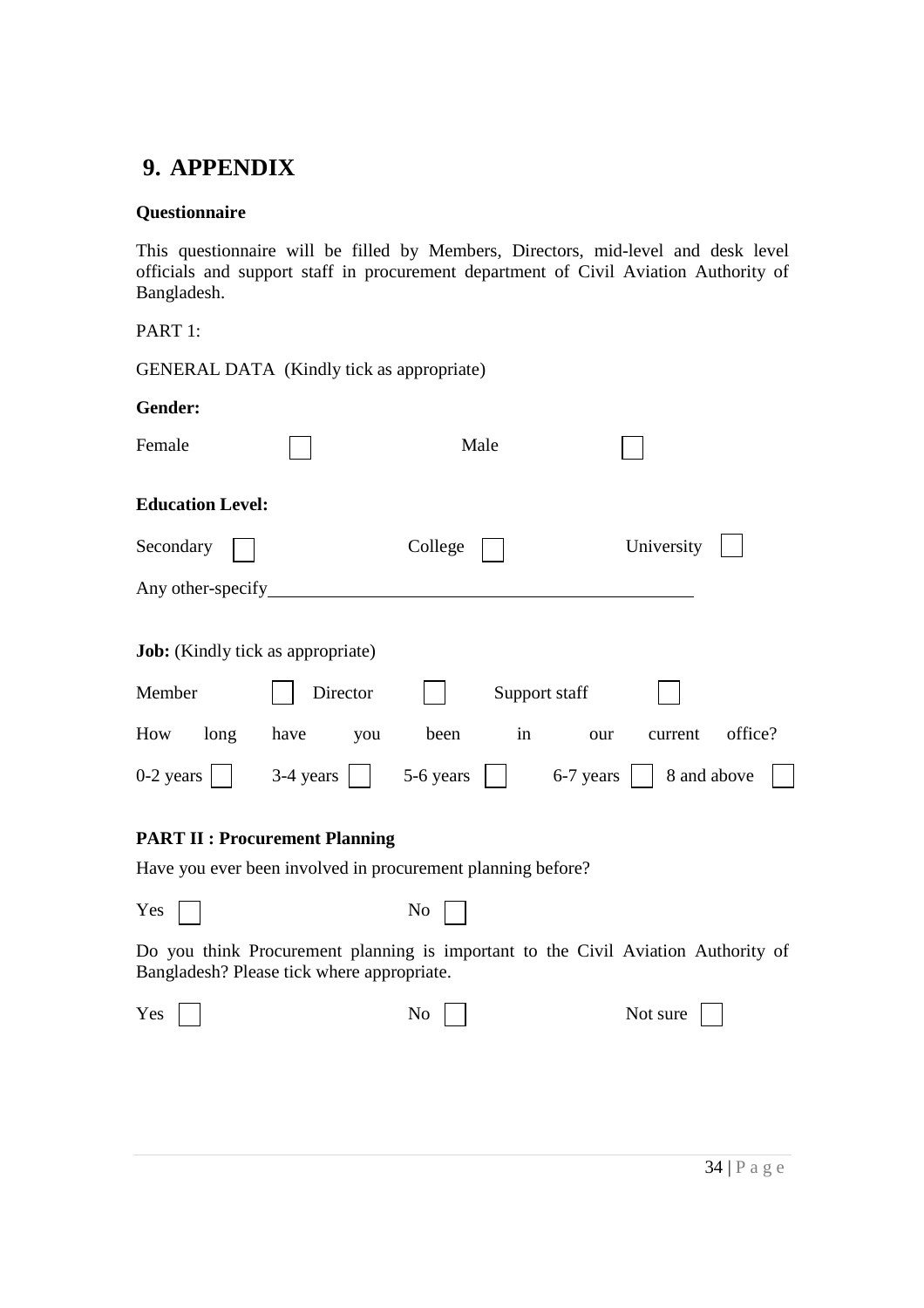# 9. APPENDIX

**Questionnaire**

This questionnaire will be filled by Members, Directors, mid-level and desk level officials and support staff in procurement department of Civil Aviation Authority of Bangladesh.

PART 1:

GENERAL DATA (Kindly tick as appropriate)

**Gender:**

Female ☐ Male ☐

**Education Level:**

Secondary ☐ College ☐ University ☐

Any other-specify\_\_\_\_\_\_\_\_\_\_\_\_\_\_\_\_\_\_\_\_\_\_\_\_\_\_\_\_\_\_\_\_\_\_\_\_\_\_\_\_\_\_\_\_

**Job:** (Kindly tick as appropriate)

Member ☐ Director ☐ Support staff ☐

How long have you been in our current office?

0-2 years ☐ 3-4 years ☐ 5-6 years ☐ 6-7 years ☐ 8 and above ☐

**PART II : Procurement Planning**

Have you ever been involved in procurement planning before?

Yes ☐ No ☐

Do you think Procurement planning is important to the Civil Aviation Authority of Bangladesh? Please tick where appropriate.

Yes ☐ No ☐ Not sure ☐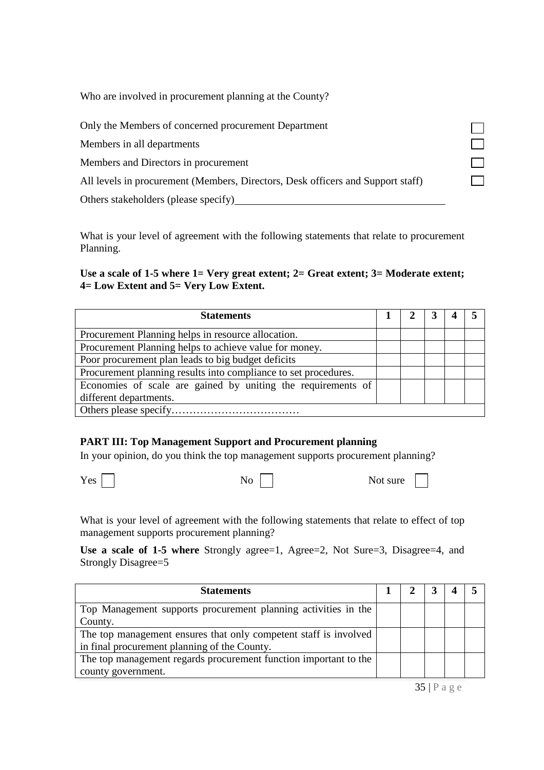Who are involved in procurement planning at the County?

Only the Members of concerned procurement Department ☐

Members in all departments ☐

Members and Directors in procurement ☐

All levels in procurement (Members, Directors, Desk officers and Support staff) ☐

Others stakeholders (please specify)\_\_\_\_\_\_\_\_\_\_\_\_\_\_\_\_\_\_\_\_\_\_\_\_\_\_\_\_\_\_\_\_\_\_\_\_\_\_\_\_

What is your level of agreement with the following statements that relate to procurement Planning.

**Use a scale of 1-5 where 1= Very great extent; 2= Great extent; 3= Moderate extent; 4= Low Extent and 5= Very Low Extent.**

| Statements | 1 | 2 | 3 | 4 | 5 |
|---|---|---|---|---|---|
| Procurement Planning helps in resource allocation. | | | | | |
| Procurement Planning helps to achieve value for money. | | | | | |
| Poor procurement plan leads to big budget deficits | | | | | |
| Procurement planning results into compliance to set procedures. | | | | | |
| Economies of scale are gained by uniting the requirements of different departments. | | | | | |
| Others please specify……………………………… | | | | | |

**PART III: Top Management Support and Procurement planning**

In your opinion, do you think the top management supports procurement planning?

Yes ☐ No ☐ Not sure ☐

What is your level of agreement with the following statements that relate to effect of top management supports procurement planning?

**Use a scale of 1-5 where** Strongly agree=1, Agree=2, Not Sure=3, Disagree=4, and Strongly Disagree=5

| Statements | 1 | 2 | 3 | 4 | 5 |
|---|---|---|---|---|---|
| Top Management supports procurement planning activities in the County. | | | | | |
| The top management ensures that only competent staff is involved in final procurement planning of the County. | | | | | |
| The top management regards procurement function important to the county government. | | | | | |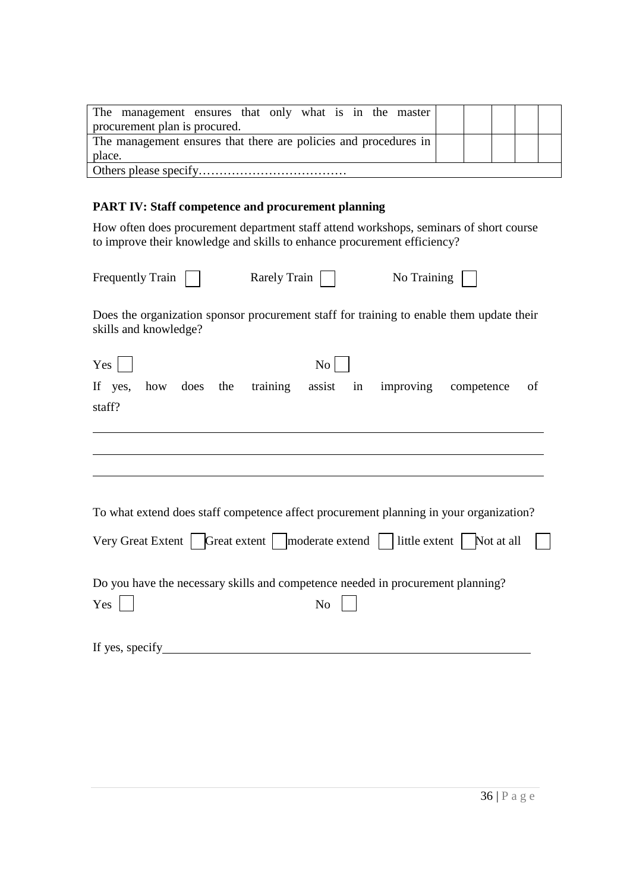| | | | | | |
|---|---|---|---|---|---|
| The management ensures that only what is in the master procurement plan is procured. | | | | | |
| The management ensures that there are policies and procedures in place. | | | | | |
| Others please specify……………………………… | | | | | |

**PART IV: Staff competence and procurement planning**

How often does procurement department staff attend workshops, seminars of short course to improve their knowledge and skills to enhance procurement efficiency?

Frequently Train [ ]  Rarely Train [ ]  No Training [ ]

Does the organization sponsor procurement staff for training to enable them update their skills and knowledge?

Yes [ ]  No [ ]

If yes, how does the training assist in improving competence of staff?

____________________________________________________________

____________________________________________________________

____________________________________________________________

To what extend does staff competence affect procurement planning in your organization?

Very Great Extent [ ] Great extent [ ] moderate extend [ ] little extent [ ] Not at all [ ]

Do you have the necessary skills and competence needed in procurement planning?

Yes [ ]  No [ ]

If yes, specify____________________________________________________________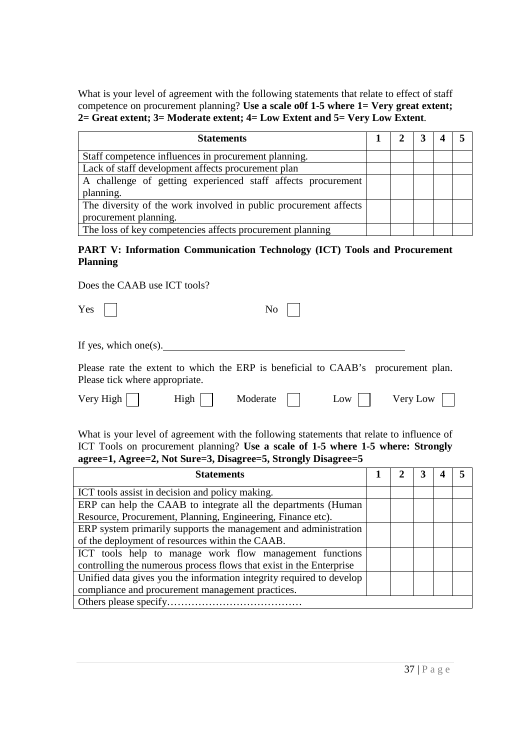What is your level of agreement with the following statements that relate to effect of staff competence on procurement planning? **Use a scale o0f 1-5 where 1= Very great extent; 2= Great extent; 3= Moderate extent; 4= Low Extent and 5= Very Low Extent**.

| Statements | 1 | 2 | 3 | 4 | 5 |
|---|---|---|---|---|---|
| Staff competence influences in procurement planning. | | | | | |
| Lack of staff development affects procurement plan | | | | | |
| A challenge of getting experienced staff affects procurement planning. | | | | | |
| The diversity of the work involved in public procurement affects procurement planning. | | | | | |
| The loss of key competencies affects procurement planning | | | | | |

**PART V: Information Communication Technology (ICT) Tools and Procurement Planning**

Does the CAAB use ICT tools?

Yes ☐ No ☐

If yes, which one(s).\_\_\_\_\_\_\_\_\_\_\_\_\_\_\_\_\_\_\_\_\_\_\_\_\_\_\_\_\_\_\_\_\_\_\_\_\_\_\_\_

Please rate the extent to which the ERP is beneficial to CAAB's procurement plan. Please tick where appropriate.

Very High ☐ High ☐ Moderate ☐ Low ☐ Very Low ☐

What is your level of agreement with the following statements that relate to influence of ICT Tools on procurement planning? **Use a scale of 1-5 where 1-5 where: Strongly agree=1, Agree=2, Not Sure=3, Disagree=5, Strongly Disagree=5**

| Statements | 1 | 2 | 3 | 4 | 5 |
|---|---|---|---|---|---|
| ICT tools assist in decision and policy making. | | | | | |
| ERP can help the CAAB to integrate all the departments (Human Resource, Procurement, Planning, Engineering, Finance etc). | | | | | |
| ERP system primarily supports the management and administration of the deployment of resources within the CAAB. | | | | | |
| ICT tools help to manage work flow management functions controlling the numerous process flows that exist in the Enterprise | | | | | |
| Unified data gives you the information integrity required to develop compliance and procurement management practices. | | | | | |
| Others please specify………………………………… | | | | | |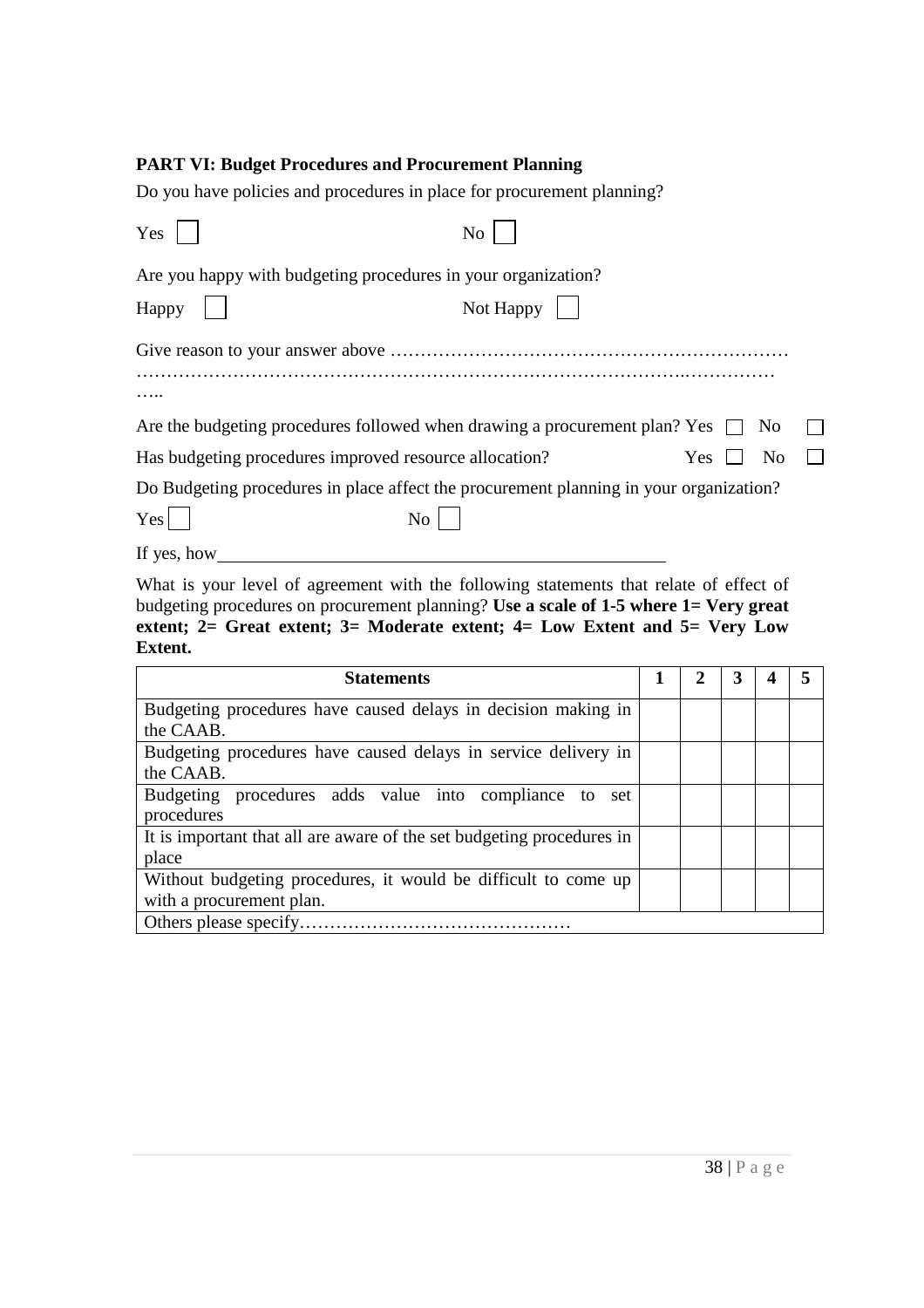**PART VI: Budget Procedures and Procurement Planning**

Do you have policies and procedures in place for procurement planning?

Yes ☐ No ☐

Are you happy with budgeting procedures in your organization?

Happy ☐ Not Happy ☐

Give reason to your answer above ………………………………………………………… …………………………………………………………………………………..…………… …..

Are the budgeting procedures followed when drawing a procurement plan? Yes ☐ No ☐

Has budgeting procedures improved resource allocation? Yes ☐ No ☐

Do Budgeting procedures in place affect the procurement planning in your organization?

Yes ☐ No ☐

If yes, how\_\_\_\_\_\_\_\_\_\_\_\_\_\_\_\_\_\_\_\_\_\_\_\_\_\_\_\_\_\_\_\_\_\_\_\_\_\_\_\_\_\_\_\_\_\_

What is your level of agreement with the following statements that relate of effect of budgeting procedures on procurement planning? **Use a scale of 1-5 where 1= Very great extent; 2= Great extent; 3= Moderate extent; 4= Low Extent and 5= Very Low Extent.**

| Statements | 1 | 2 | 3 | 4 | 5 |
|---|---|---|---|---|---|
| Budgeting procedures have caused delays in decision making in the CAAB. | | | | | |
| Budgeting procedures have caused delays in service delivery in the CAAB. | | | | | |
| Budgeting procedures adds value into compliance to set procedures | | | | | |
| It is important that all are aware of the set budgeting procedures in place | | | | | |
| Without budgeting procedures, it would be difficult to come up with a procurement plan. | | | | | |
| Others please specify……………………………………… | | | | | |